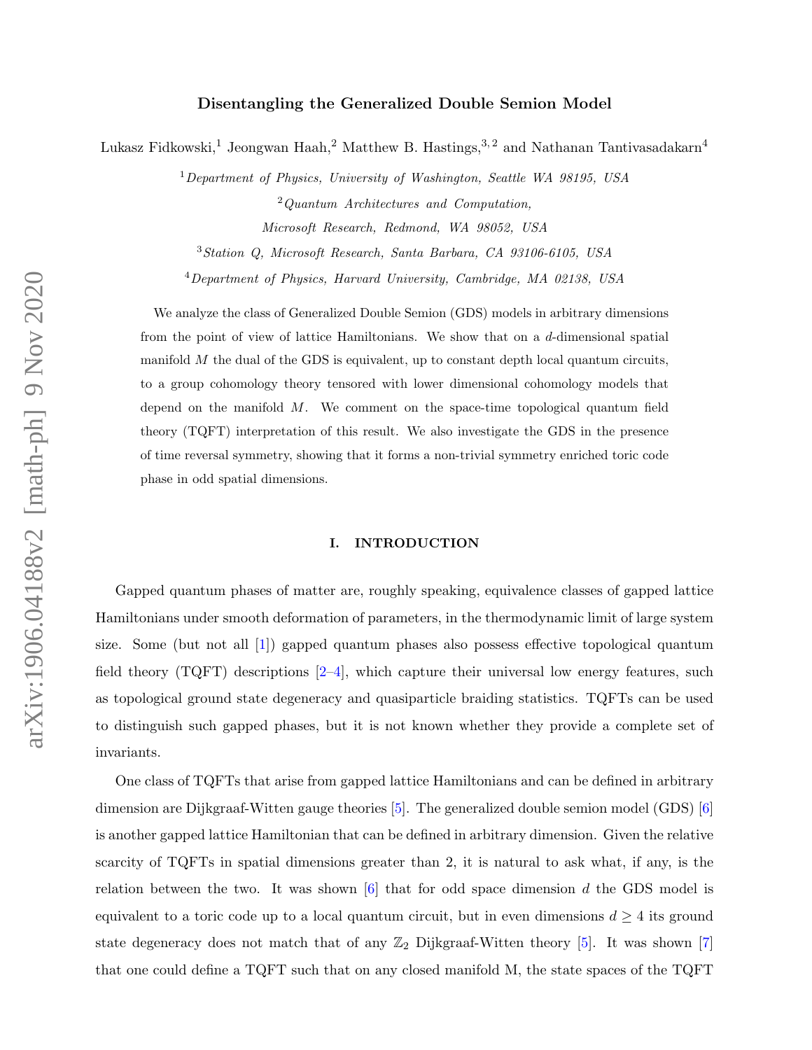# Disentangling the Generalized Double Semion Model

Lukasz Fidkowski,[1] Jeongwan Haah,[2] Matthew B. Hastings,[3,2] and Nathanan Tantivasadakarn[4]

[1] *Department of Physics, University of Washington, Seattle WA 98195, USA*

[2] *Quantum Architectures and Computation, Microsoft Research, Redmond, WA 98052, USA*

[3] *Station Q, Microsoft Research, Santa Barbara, CA 93106-6105, USA*

[4] *Department of Physics, Harvard University, Cambridge, MA 02138, USA*

We analyze the class of Generalized Double Semion (GDS) models in arbitrary dimensions from the point of view of lattice Hamiltonians. We show that on a $d$-dimensional spatial manifold $M$ the dual of the GDS is equivalent, up to constant depth local quantum circuits, to a group cohomology theory tensored with lower dimensional cohomology models that depend on the manifold $M$. We comment on the space-time topological quantum field theory (TQFT) interpretation of this result. We also investigate the GDS in the presence of time reversal symmetry, showing that it forms a non-trivial symmetry enriched toric code phase in odd spatial dimensions.

## I. INTRODUCTION

Gapped quantum phases of matter are, roughly speaking, equivalence classes of gapped lattice Hamiltonians under smooth deformation of parameters, in the thermodynamic limit of large system size. Some (but not all [1]) gapped quantum phases also possess effective topological quantum field theory (TQFT) descriptions [2–4], which capture their universal low energy features, such as topological ground state degeneracy and quasiparticle braiding statistics. TQFTs can be used to distinguish such gapped phases, but it is not known whether they provide a complete set of invariants.

One class of TQFTs that arise from gapped lattice Hamiltonians and can be defined in arbitrary dimension are Dijkgraaf-Witten gauge theories [5]. The generalized double semion model (GDS) [6] is another gapped lattice Hamiltonian that can be defined in arbitrary dimension. Given the relative scarcity of TQFTs in spatial dimensions greater than 2, it is natural to ask what, if any, is the relation between the two. It was shown [6] that for odd space dimension $d$ the GDS model is equivalent to a toric code up to a local quantum circuit, but in even dimensions $d \geq 4$ its ground state degeneracy does not match that of any $\mathbb{Z}_2$ Dijkgraaf-Witten theory [5]. It was shown [7] that one could define a TQFT such that on any closed manifold M, the state spaces of the TQFT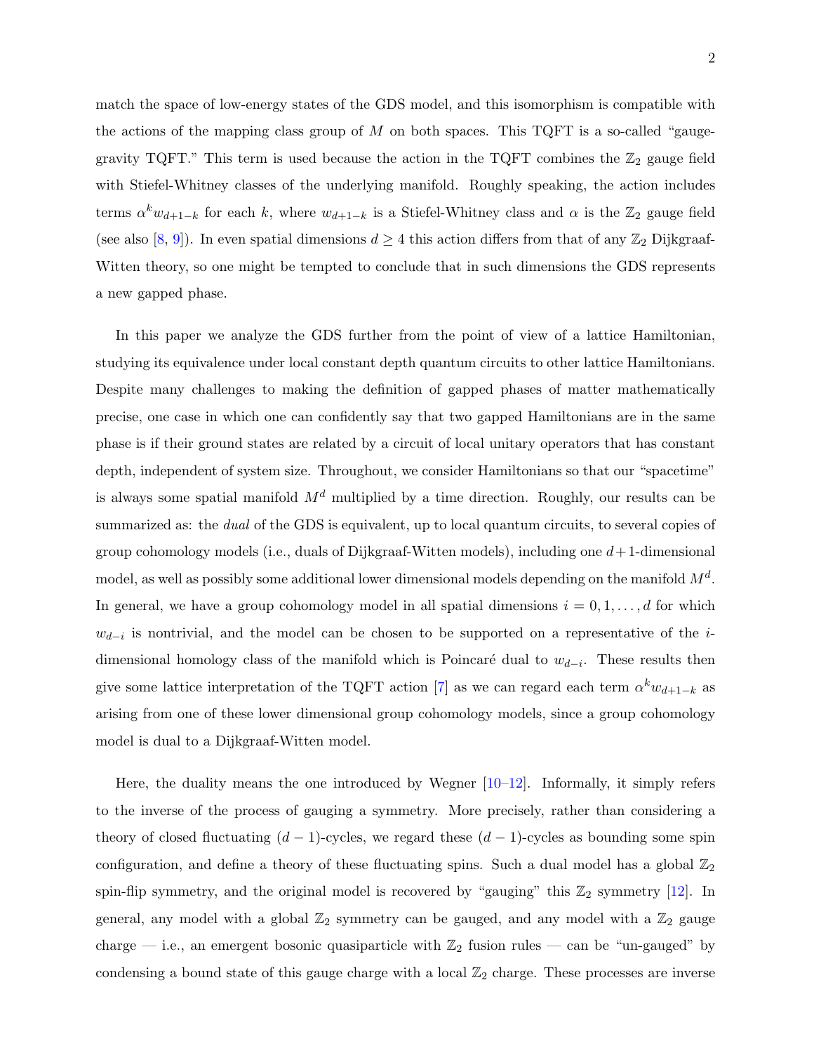match the space of low-energy states of the GDS model, and this isomorphism is compatible with the actions of the mapping class group of $M$ on both spaces. This TQFT is a so-called "gauge-gravity TQFT." This term is used because the action in the TQFT combines the $\mathbb{Z}_2$ gauge field with Stiefel-Whitney classes of the underlying manifold. Roughly speaking, the action includes terms $\alpha^k w_{d+1-k}$ for each $k$, where $w_{d+1-k}$ is a Stiefel-Whitney class and $\alpha$ is the $\mathbb{Z}_2$ gauge field (see also [8, 9]). In even spatial dimensions $d \geq 4$ this action differs from that of any $\mathbb{Z}_2$ Dijkgraaf-Witten theory, so one might be tempted to conclude that in such dimensions the GDS represents a new gapped phase.

In this paper we analyze the GDS further from the point of view of a lattice Hamiltonian, studying its equivalence under local constant depth quantum circuits to other lattice Hamiltonians. Despite many challenges to making the definition of gapped phases of matter mathematically precise, one case in which one can confidently say that two gapped Hamiltonians are in the same phase is if their ground states are related by a circuit of local unitary operators that has constant depth, independent of system size. Throughout, we consider Hamiltonians so that our "spacetime" is always some spatial manifold $M^d$ multiplied by a time direction. Roughly, our results can be summarized as: the *dual* of the GDS is equivalent, up to local quantum circuits, to several copies of group cohomology models (i.e., duals of Dijkgraaf-Witten models), including one $d+1$-dimensional model, as well as possibly some additional lower dimensional models depending on the manifold $M^d$. In general, we have a group cohomology model in all spatial dimensions $i = 0, 1, \ldots, d$ for which $w_{d-i}$ is nontrivial, and the model can be chosen to be supported on a representative of the $i$-dimensional homology class of the manifold which is Poincaré dual to $w_{d-i}$. These results then give some lattice interpretation of the TQFT action [7] as we can regard each term $\alpha^k w_{d+1-k}$ as arising from one of these lower dimensional group cohomology models, since a group cohomology model is dual to a Dijkgraaf-Witten model.

Here, the duality means the one introduced by Wegner [10–12]. Informally, it simply refers to the inverse of the process of gauging a symmetry. More precisely, rather than considering a theory of closed fluctuating $(d-1)$-cycles, we regard these $(d-1)$-cycles as bounding some spin configuration, and define a theory of these fluctuating spins. Such a dual model has a global $\mathbb{Z}_2$ spin-flip symmetry, and the original model is recovered by "gauging" this $\mathbb{Z}_2$ symmetry [12]. In general, any model with a global $\mathbb{Z}_2$ symmetry can be gauged, and any model with a $\mathbb{Z}_2$ gauge charge — i.e., an emergent bosonic quasiparticle with $\mathbb{Z}_2$ fusion rules — can be "un-gauged" by condensing a bound state of this gauge charge with a local $\mathbb{Z}_2$ charge. These processes are inverse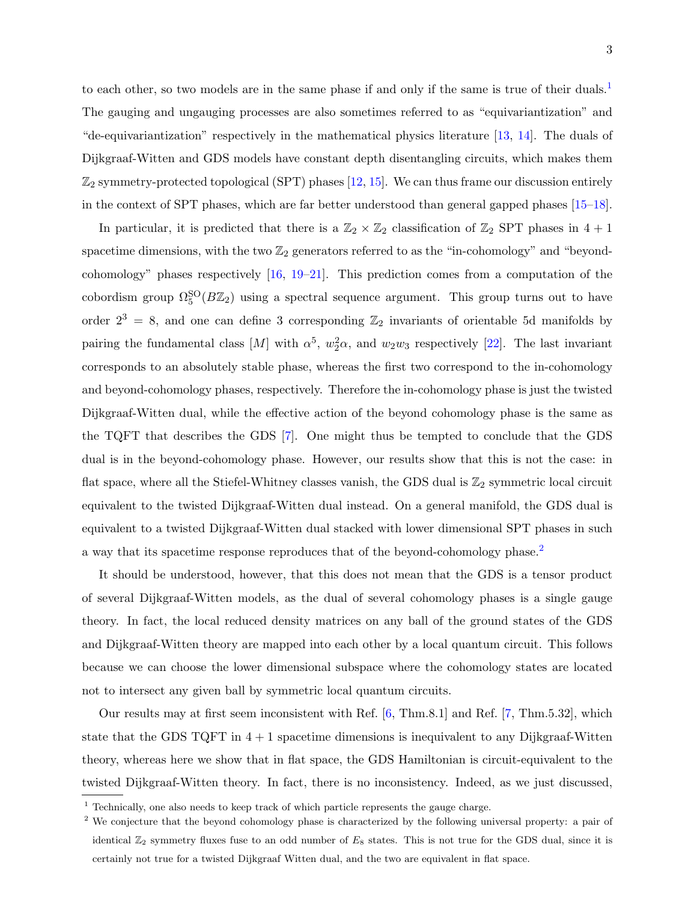to each other, so two models are in the same phase if and only if the same is true of their duals.[1] The gauging and ungauging processes are also sometimes referred to as "equivariantization" and "de-equivariantization" respectively in the mathematical physics literature [13, 14]. The duals of Dijkgraaf-Witten and GDS models have constant depth disentangling circuits, which makes them $\mathbb{Z}_2$ symmetry-protected topological (SPT) phases [12, 15]. We can thus frame our discussion entirely in the context of SPT phases, which are far better understood than general gapped phases [15–18].

In particular, it is predicted that there is a $\mathbb{Z}_2 \times \mathbb{Z}_2$ classification of $\mathbb{Z}_2$ SPT phases in $4+1$ spacetime dimensions, with the two $\mathbb{Z}_2$ generators referred to as the "in-cohomology" and "beyond-cohomology" phases respectively [16, 19–21]. This prediction comes from a computation of the cobordism group $\Omega_5^{\mathrm{SO}}(B\mathbb{Z}_2)$ using a spectral sequence argument. This group turns out to have order $2^3 = 8$, and one can define 3 corresponding $\mathbb{Z}_2$ invariants of orientable 5d manifolds by pairing the fundamental class $[M]$ with $\alpha^5$, $w_2^2\alpha$, and $w_2 w_3$ respectively [22]. The last invariant corresponds to an absolutely stable phase, whereas the first two correspond to the in-cohomology and beyond-cohomology phases, respectively. Therefore the in-cohomology phase is just the twisted Dijkgraaf-Witten dual, while the effective action of the beyond cohomology phase is the same as the TQFT that describes the GDS [7]. One might thus be tempted to conclude that the GDS dual is in the beyond-cohomology phase. However, our results show that this is not the case: in flat space, where all the Stiefel-Whitney classes vanish, the GDS dual is $\mathbb{Z}_2$ symmetric local circuit equivalent to the twisted Dijkgraaf-Witten dual instead. On a general manifold, the GDS dual is equivalent to a twisted Dijkgraaf-Witten dual stacked with lower dimensional SPT phases in such a way that its spacetime response reproduces that of the beyond-cohomology phase.[2]

It should be understood, however, that this does not mean that the GDS is a tensor product of several Dijkgraaf-Witten models, as the dual of several cohomology phases is a single gauge theory. In fact, the local reduced density matrices on any ball of the ground states of the GDS and Dijkgraaf-Witten theory are mapped into each other by a local quantum circuit. This follows because we can choose the lower dimensional subspace where the cohomology states are located not to intersect any given ball by symmetric local quantum circuits.

Our results may at first seem inconsistent with Ref. [6, Thm.8.1] and Ref. [7, Thm.5.32], which state that the GDS TQFT in $4+1$ spacetime dimensions is inequivalent to any Dijkgraaf-Witten theory, whereas here we show that in flat space, the GDS Hamiltonian is circuit-equivalent to the twisted Dijkgraaf-Witten theory. In fact, there is no inconsistency. Indeed, as we just discussed,

[1] Technically, one also needs to keep track of which particle represents the gauge charge.

[2] We conjecture that the beyond cohomology phase is characterized by the following universal property: a pair of identical $\mathbb{Z}_2$ symmetry fluxes fuse to an odd number of $E_8$ states. This is not true for the GDS dual, since it is certainly not true for a twisted Dijkgraaf Witten dual, and the two are equivalent in flat space.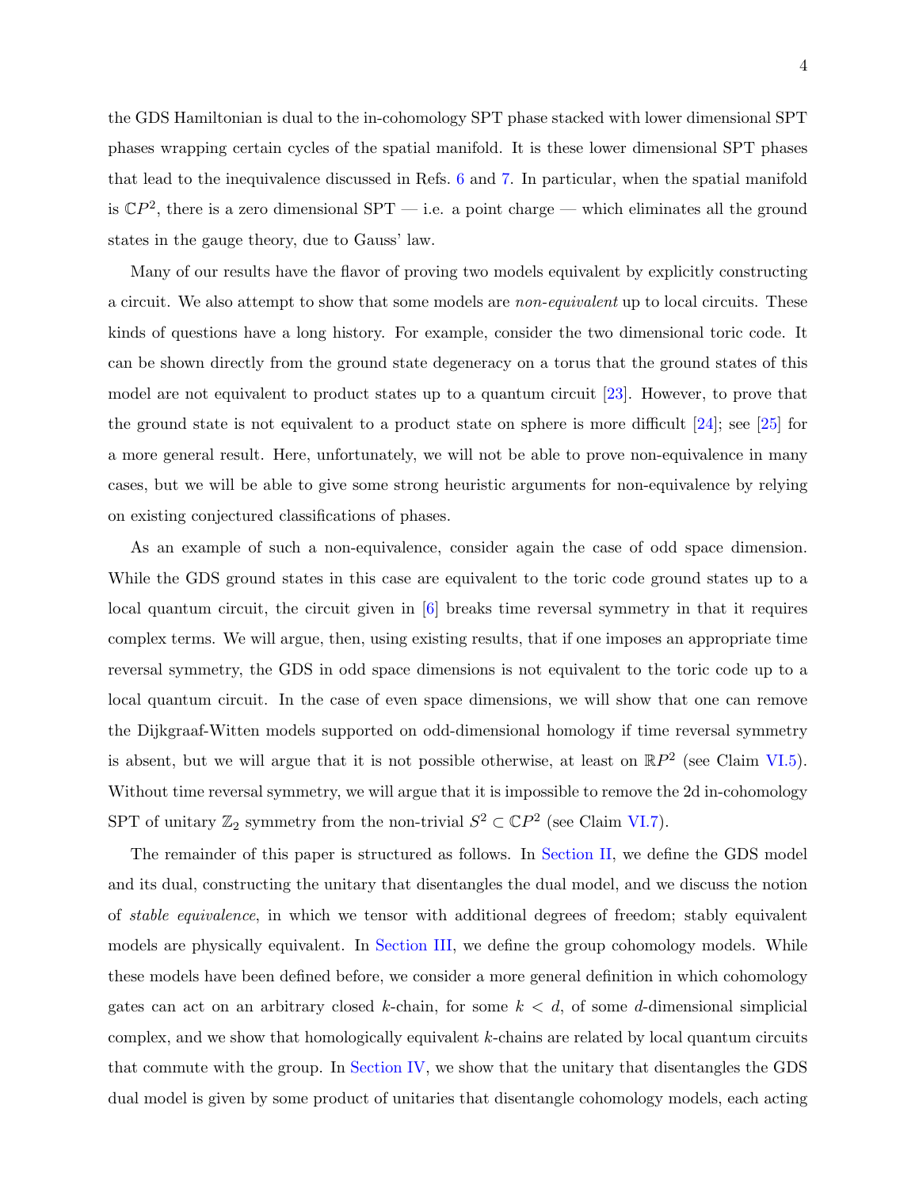the GDS Hamiltonian is dual to the in-cohomology SPT phase stacked with lower dimensional SPT phases wrapping certain cycles of the spatial manifold. It is these lower dimensional SPT phases that lead to the inequivalence discussed in Refs. 6 and 7. In particular, when the spatial manifold is $\mathbb{C}P^2$, there is a zero dimensional SPT — i.e. a point charge — which eliminates all the ground states in the gauge theory, due to Gauss' law.

Many of our results have the flavor of proving two models equivalent by explicitly constructing a circuit. We also attempt to show that some models are *non-equivalent* up to local circuits. These kinds of questions have a long history. For example, consider the two dimensional toric code. It can be shown directly from the ground state degeneracy on a torus that the ground states of this model are not equivalent to product states up to a quantum circuit [23]. However, to prove that the ground state is not equivalent to a product state on sphere is more difficult [24]; see [25] for a more general result. Here, unfortunately, we will not be able to prove non-equivalence in many cases, but we will be able to give some strong heuristic arguments for non-equivalence by relying on existing conjectured classifications of phases.

As an example of such a non-equivalence, consider again the case of odd space dimension. While the GDS ground states in this case are equivalent to the toric code ground states up to a local quantum circuit, the circuit given in [6] breaks time reversal symmetry in that it requires complex terms. We will argue, then, using existing results, that if one imposes an appropriate time reversal symmetry, the GDS in odd space dimensions is not equivalent to the toric code up to a local quantum circuit. In the case of even space dimensions, we will show that one can remove the Dijkgraaf-Witten models supported on odd-dimensional homology if time reversal symmetry is absent, but we will argue that it is not possible otherwise, at least on $\mathbb{R}P^2$ (see Claim VI.5). Without time reversal symmetry, we will argue that it is impossible to remove the 2d in-cohomology SPT of unitary $\mathbb{Z}_2$ symmetry from the non-trivial $S^2 \subset \mathbb{C}P^2$ (see Claim VI.7).

The remainder of this paper is structured as follows. In Section II, we define the GDS model and its dual, constructing the unitary that disentangles the dual model, and we discuss the notion of *stable equivalence*, in which we tensor with additional degrees of freedom; stably equivalent models are physically equivalent. In Section III, we define the group cohomology models. While these models have been defined before, we consider a more general definition in which cohomology gates can act on an arbitrary closed $k$-chain, for some $k < d$, of some $d$-dimensional simplicial complex, and we show that homologically equivalent $k$-chains are related by local quantum circuits that commute with the group. In Section IV, we show that the unitary that disentangles the GDS dual model is given by some product of unitaries that disentangle cohomology models, each acting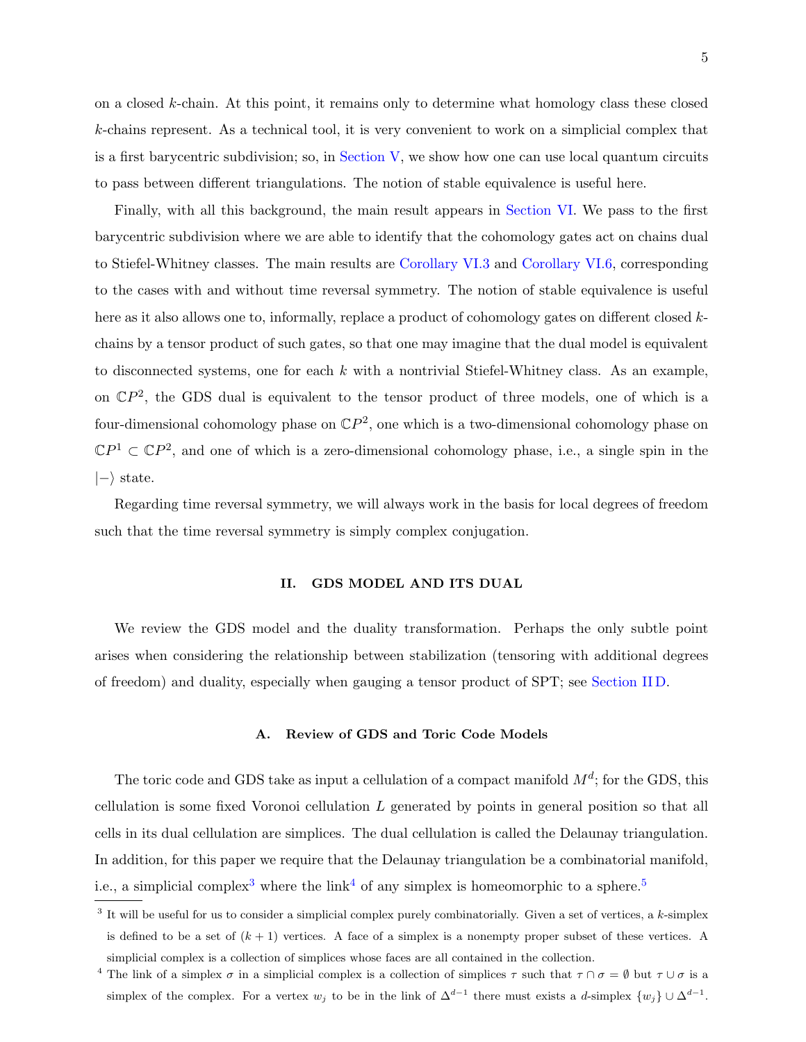on a closed $k$-chain. At this point, it remains only to determine what homology class these closed $k$-chains represent. As a technical tool, it is very convenient to work on a simplicial complex that is a first barycentric subdivision; so, in Section V, we show how one can use local quantum circuits to pass between different triangulations. The notion of stable equivalence is useful here.

Finally, with all this background, the main result appears in Section VI. We pass to the first barycentric subdivision where we are able to identify that the cohomology gates act on chains dual to Stiefel-Whitney classes. The main results are Corollary VI.3 and Corollary VI.6, corresponding to the cases with and without time reversal symmetry. The notion of stable equivalence is useful here as it also allows one to, informally, replace a product of cohomology gates on different closed $k$-chains by a tensor product of such gates, so that one may imagine that the dual model is equivalent to disconnected systems, one for each $k$ with a nontrivial Stiefel-Whitney class. As an example, on $\mathbb{C}P^2$, the GDS dual is equivalent to the tensor product of three models, one of which is a four-dimensional cohomology phase on $\mathbb{C}P^2$, one which is a two-dimensional cohomology phase on $\mathbb{C}P^1 \subset \mathbb{C}P^2$, and one of which is a zero-dimensional cohomology phase, i.e., a single spin in the $|-\rangle$ state.

Regarding time reversal symmetry, we will always work in the basis for local degrees of freedom such that the time reversal symmetry is simply complex conjugation.

## II. GDS MODEL AND ITS DUAL

We review the GDS model and the duality transformation. Perhaps the only subtle point arises when considering the relationship between stabilization (tensoring with additional degrees of freedom) and duality, especially when gauging a tensor product of SPT; see Section II D.

### A. Review of GDS and Toric Code Models

The toric code and GDS take as input a cellulation of a compact manifold $M^d$; for the GDS, this cellulation is some fixed Voronoi cellulation $L$ generated by points in general position so that all cells in its dual cellulation are simplices. The dual cellulation is called the Delaunay triangulation. In addition, for this paper we require that the Delaunay triangulation be a combinatorial manifold, i.e., a simplicial complex[3] where the link[4] of any simplex is homeomorphic to a sphere.[5]

[3] It will be useful for us to consider a simplicial complex purely combinatorially. Given a set of vertices, a $k$-simplex is defined to be a set of $(k+1)$ vertices. A face of a simplex is a nonempty proper subset of these vertices. A simplicial complex is a collection of simplices whose faces are all contained in the collection.

[4] The link of a simplex $\sigma$ in a simplicial complex is a collection of simplices $\tau$ such that $\tau \cap \sigma = \emptyset$ but $\tau \cup \sigma$ is a simplex of the complex. For a vertex $w_j$ to be in the link of $\Delta^{d-1}$ there must exists a $d$-simplex $\{w_j\} \cup \Delta^{d-1}$.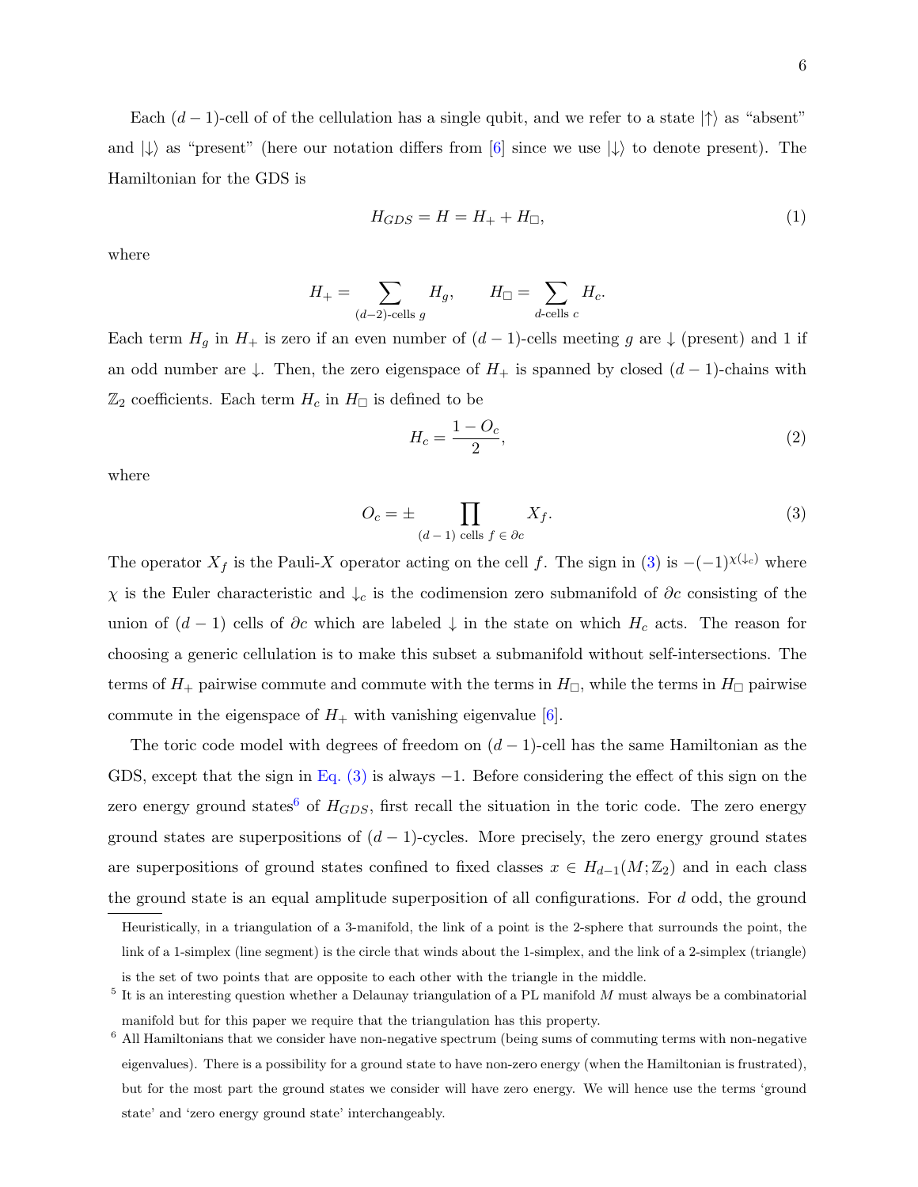Each $(d-1)$-cell of of the cellulation has a single qubit, and we refer to a state $|\uparrow\rangle$ as "absent" and $|\downarrow\rangle$ as "present" (here our notation differs from [6] since we use $|\downarrow\rangle$ to denote present). The Hamiltonian for the GDS is

$$H_{GDS} = H = H_+ + H_\square, \tag{1}$$

where

$$H_+ = \sum_{(d-2)\text{-cells } g} H_g, \qquad H_\square = \sum_{d\text{-cells } c} H_c.$$

Each term $H_g$ in $H_+$ is zero if an even number of $(d-1)$-cells meeting $g$ are $\downarrow$ (present) and 1 if an odd number are $\downarrow$. Then, the zero eigenspace of $H_+$ is spanned by closed $(d-1)$-chains with $\mathbb{Z}_2$ coefficients. Each term $H_c$ in $H_\square$ is defined to be

$$H_c = \frac{1 - O_c}{2}, \tag{2}$$

where

$$O_c = \pm \prod_{(d-1) \text{ cells } f \in \partial c} X_f. \tag{3}$$

The operator $X_f$ is the Pauli-$X$ operator acting on the cell $f$. The sign in (3) is $-(-1)^{\chi(\downarrow_c)}$ where $\chi$ is the Euler characteristic and $\downarrow_c$ is the codimension zero submanifold of $\partial c$ consisting of the union of $(d-1)$ cells of $\partial c$ which are labeled $\downarrow$ in the state on which $H_c$ acts. The reason for choosing a generic cellulation is to make this subset a submanifold without self-intersections. The terms of $H_+$ pairwise commute and commute with the terms in $H_\square$, while the terms in $H_\square$ pairwise commute in the eigenspace of $H_+$ with vanishing eigenvalue [6].

The toric code model with degrees of freedom on $(d-1)$-cell has the same Hamiltonian as the GDS, except that the sign in Eq. (3) is always $-1$. Before considering the effect of this sign on the zero energy ground states[6] of $H_{GDS}$, first recall the situation in the toric code. The zero energy ground states are superpositions of $(d-1)$-cycles. More precisely, the zero energy ground states are superpositions of ground states confined to fixed classes $x \in H_{d-1}(M;\mathbb{Z}_2)$ and in each class the ground state is an equal amplitude superposition of all configurations. For $d$ odd, the ground

Heuristically, in a triangulation of a 3-manifold, the link of a point is the 2-sphere that surrounds the point, the link of a 1-simplex (line segment) is the circle that winds about the 1-simplex, and the link of a 2-simplex (triangle) is the set of two points that are opposite to each other with the triangle in the middle.

[5] It is an interesting question whether a Delaunay triangulation of a PL manifold $M$ must always be a combinatorial manifold but for this paper we require that the triangulation has this property.

[6] All Hamiltonians that we consider have non-negative spectrum (being sums of commuting terms with non-negative eigenvalues). There is a possibility for a ground state to have non-zero energy (when the Hamiltonian is frustrated), but for the most part the ground states we consider will have zero energy. We will hence use the terms 'ground state' and 'zero energy ground state' interchangeably.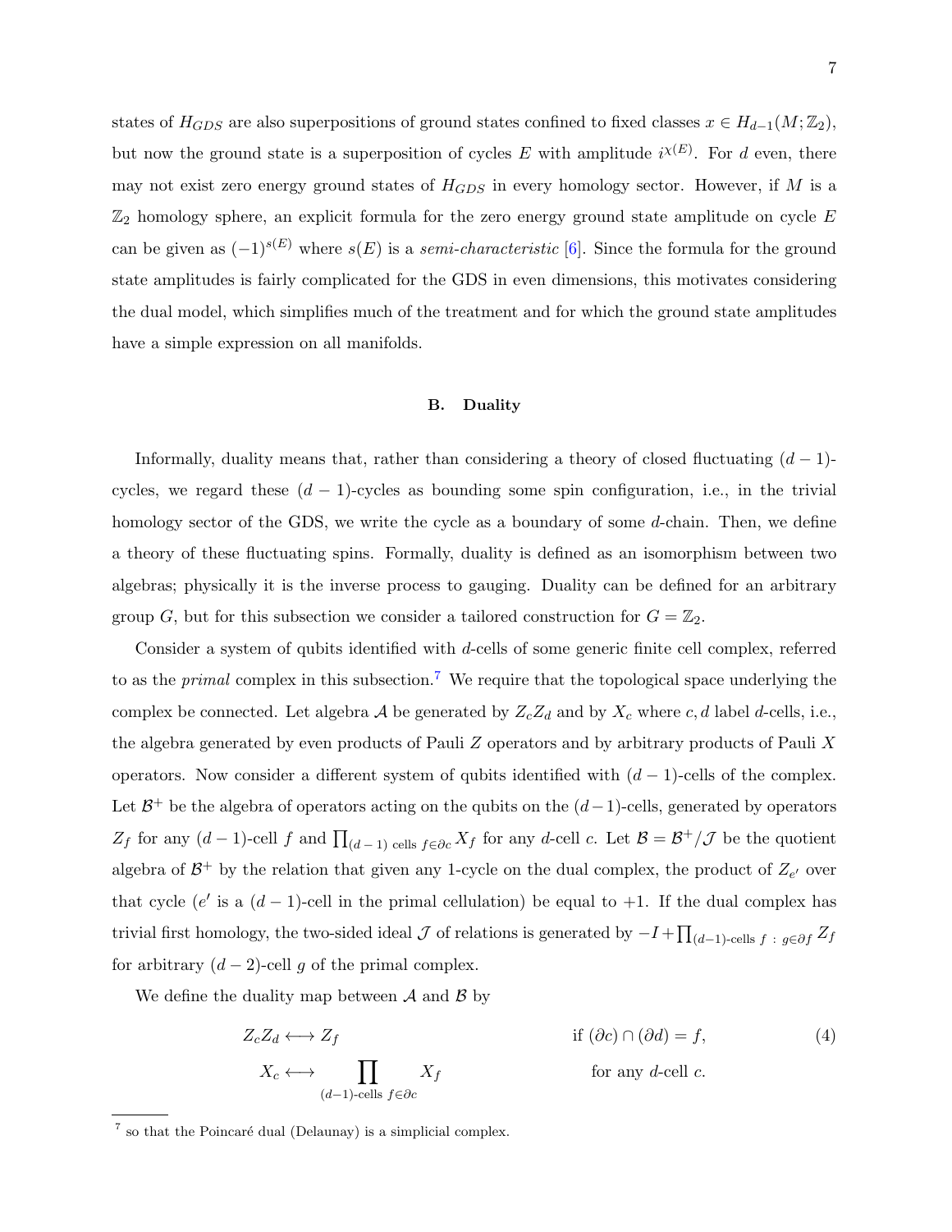states of $H_{GDS}$ are also superpositions of ground states confined to fixed classes $x \in H_{d-1}(M; \mathbb{Z}_2)$, but now the ground state is a superposition of cycles $E$ with amplitude $i^{\chi(E)}$. For $d$ even, there may not exist zero energy ground states of $H_{GDS}$ in every homology sector. However, if $M$ is a $\mathbb{Z}_2$ homology sphere, an explicit formula for the zero energy ground state amplitude on cycle $E$ can be given as $(-1)^{s(E)}$ where $s(E)$ is a *semi-characteristic* [6]. Since the formula for the ground state amplitudes is fairly complicated for the GDS in even dimensions, this motivates considering the dual model, which simplifies much of the treatment and for which the ground state amplitudes have a simple expression on all manifolds.

### B. Duality

Informally, duality means that, rather than considering a theory of closed fluctuating $(d-1)$-cycles, we regard these $(d-1)$-cycles as bounding some spin configuration, i.e., in the trivial homology sector of the GDS, we write the cycle as a boundary of some $d$-chain. Then, we define a theory of these fluctuating spins. Formally, duality is defined as an isomorphism between two algebras; physically it is the inverse process to gauging. Duality can be defined for an arbitrary group $G$, but for this subsection we consider a tailored construction for $G = \mathbb{Z}_2$.

Consider a system of qubits identified with $d$-cells of some generic finite cell complex, referred to as the *primal* complex in this subsection.[7] We require that the topological space underlying the complex be connected. Let algebra $\mathcal{A}$ be generated by $Z_c Z_d$ and by $X_c$ where $c, d$ label $d$-cells, i.e., the algebra generated by even products of Pauli $Z$ operators and by arbitrary products of Pauli $X$ operators. Now consider a different system of qubits identified with $(d-1)$-cells of the complex. Let $\mathcal{B}^+$ be the algebra of operators acting on the qubits on the $(d-1)$-cells, generated by operators $Z_f$ for any $(d-1)$-cell $f$ and $\prod_{(d-1) \text{ cells } f \in \partial c} X_f$ for any $d$-cell $c$. Let $\mathcal{B} = \mathcal{B}^+/\mathcal{J}$ be the quotient algebra of $\mathcal{B}^+$ by the relation that given any 1-cycle on the dual complex, the product of $Z_{e'}$ over that cycle ($e'$ is a $(d-1)$-cell in the primal cellulation) be equal to $+1$. If the dual complex has trivial first homology, the two-sided ideal $\mathcal{J}$ of relations is generated by $-I + \prod_{(d-1)\text{-cells } f \,:\, g \in \partial f} Z_f$ for arbitrary $(d-2)$-cell $g$ of the primal complex.

We define the duality map between $\mathcal{A}$ and $\mathcal{B}$ by

$$
\begin{aligned}
Z_c Z_d &\longleftrightarrow Z_f && \text{if } (\partial c) \cap (\partial d) = f, \\
X_c &\longleftrightarrow \prod_{(d-1)\text{-cells } f \in \partial c} X_f && \text{for any } d\text{-cell } c.
\end{aligned}
\tag{4}
$$

[7] so that the Poincaré dual (Delaunay) is a simplicial complex.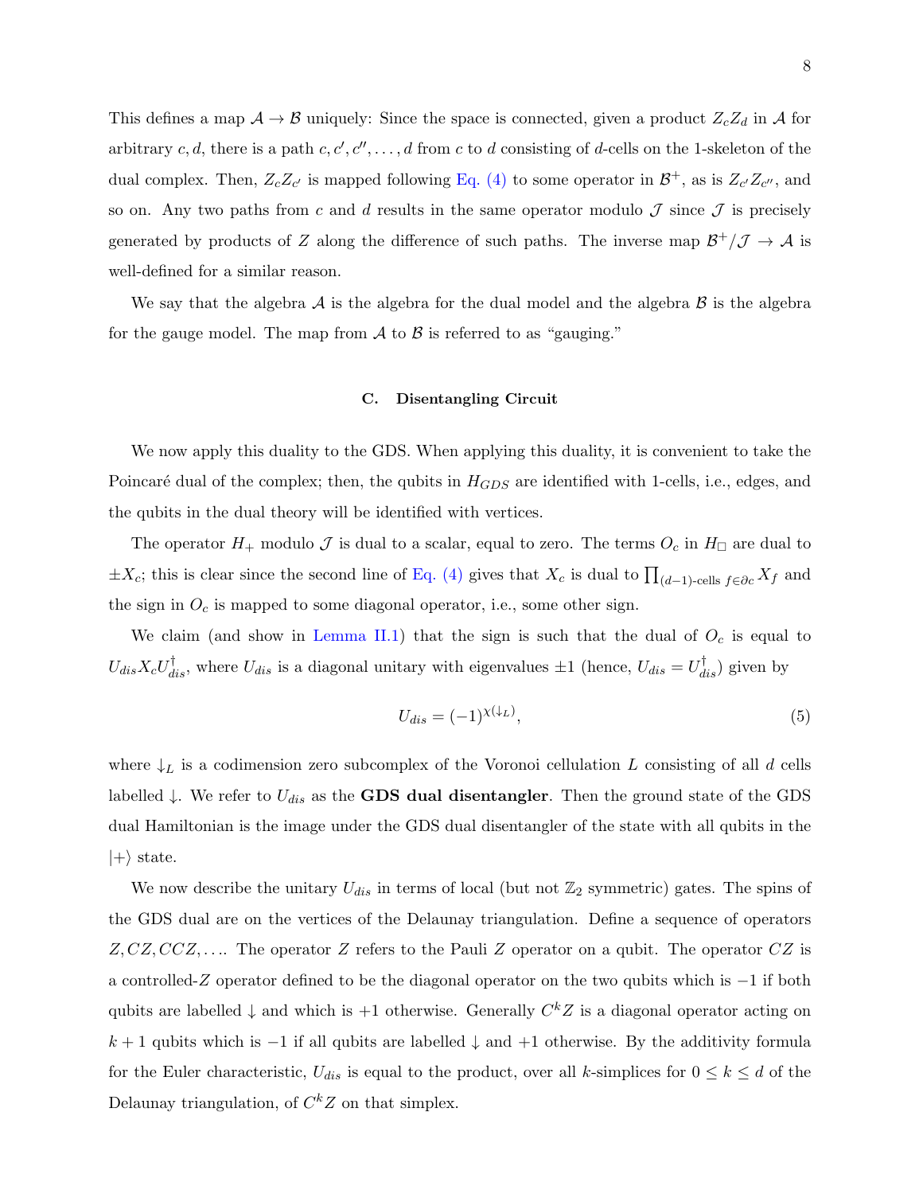This defines a map $\mathcal{A} \to \mathcal{B}$ uniquely: Since the space is connected, given a product $Z_c Z_d$ in $\mathcal{A}$ for arbitrary $c, d$, there is a path $c, c', c'', \ldots, d$ from $c$ to $d$ consisting of $d$-cells on the 1-skeleton of the dual complex. Then, $Z_c Z_{c'}$ is mapped following Eq. (4) to some operator in $\mathcal{B}^+$, as is $Z_{c'} Z_{c''}$, and so on. Any two paths from $c$ and $d$ results in the same operator modulo $\mathcal{J}$ since $\mathcal{J}$ is precisely generated by products of $Z$ along the difference of such paths. The inverse map $\mathcal{B}^+/\mathcal{J} \to \mathcal{A}$ is well-defined for a similar reason.

We say that the algebra $\mathcal{A}$ is the algebra for the dual model and the algebra $\mathcal{B}$ is the algebra for the gauge model. The map from $\mathcal{A}$ to $\mathcal{B}$ is referred to as "gauging."

### C. Disentangling Circuit

We now apply this duality to the GDS. When applying this duality, it is convenient to take the Poincaré dual of the complex; then, the qubits in $H_{GDS}$ are identified with 1-cells, i.e., edges, and the qubits in the dual theory will be identified with vertices.

The operator $H_+$ modulo $\mathcal{J}$ is dual to a scalar, equal to zero. The terms $O_c$ in $H_\square$ are dual to $\pm X_c$; this is clear since the second line of Eq. (4) gives that $X_c$ is dual to $\prod_{(d-1)\text{-cells } f \in \partial c} X_f$ and the sign in $O_c$ is mapped to some diagonal operator, i.e., some other sign.

We claim (and show in Lemma II.1) that the sign is such that the dual of $O_c$ is equal to $U_{dis} X_c U_{dis}^\dagger$, where $U_{dis}$ is a diagonal unitary with eigenvalues $\pm 1$ (hence, $U_{dis} = U_{dis}^\dagger$) given by

$$U_{dis} = (-1)^{\chi(\downarrow_L)}, \tag{5}$$

where $\downarrow_L$ is a codimension zero subcomplex of the Voronoi cellulation $L$ consisting of all $d$ cells labelled $\downarrow$. We refer to $U_{dis}$ as the **GDS dual disentangler**. Then the ground state of the GDS dual Hamiltonian is the image under the GDS dual disentangler of the state with all qubits in the $|+\rangle$ state.

We now describe the unitary $U_{dis}$ in terms of local (but not $\mathbb{Z}_2$ symmetric) gates. The spins of the GDS dual are on the vertices of the Delaunay triangulation. Define a sequence of operators $Z, CZ, CCZ, \ldots$. The operator $Z$ refers to the Pauli $Z$ operator on a qubit. The operator $CZ$ is a controlled-$Z$ operator defined to be the diagonal operator on the two qubits which is $-1$ if both qubits are labelled $\downarrow$ and which is $+1$ otherwise. Generally $C^k Z$ is a diagonal operator acting on $k+1$ qubits which is $-1$ if all qubits are labelled $\downarrow$ and $+1$ otherwise. By the additivity formula for the Euler characteristic, $U_{dis}$ is equal to the product, over all $k$-simplices for $0 \le k \le d$ of the Delaunay triangulation, of $C^k Z$ on that simplex.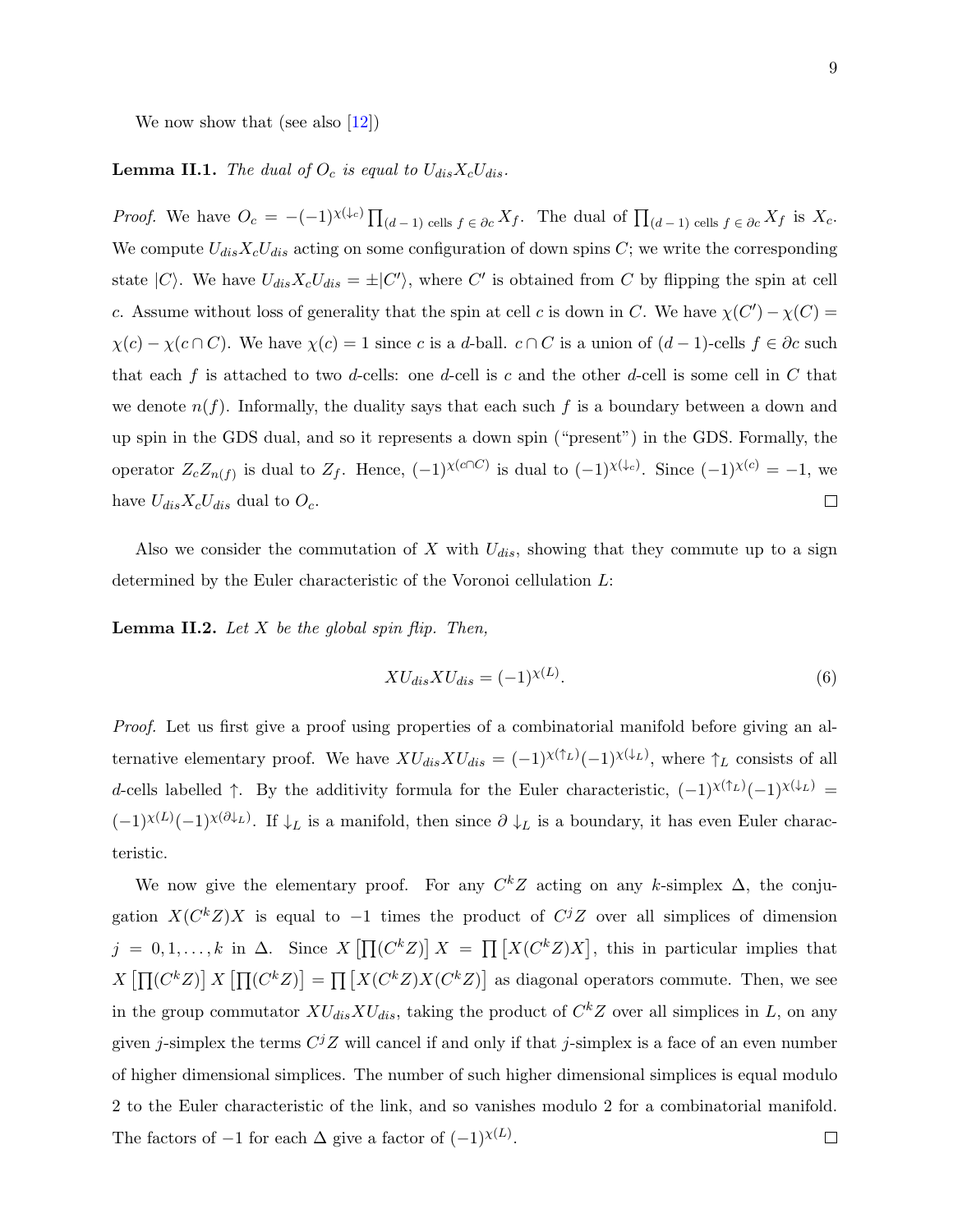We now show that (see also [12])

**Lemma II.1.** *The dual of $O_c$ is equal to $U_{dis}X_cU_{dis}$.*

*Proof.* We have $O_c = -(-1)^{\chi(\downarrow_c)}\prod_{(d-1)\text{ cells } f \in \partial c} X_f$. The dual of $\prod_{(d-1)\text{ cells } f \in \partial c} X_f$ is $X_c$. We compute $U_{dis}X_cU_{dis}$ acting on some configuration of down spins $C$; we write the corresponding state $|C\rangle$. We have $U_{dis}X_cU_{dis} = \pm|C'\rangle$, where $C'$ is obtained from $C$ by flipping the spin at cell $c$. Assume without loss of generality that the spin at cell $c$ is down in $C$. We have $\chi(C') - \chi(C) = \chi(c) - \chi(c \cap C)$. We have $\chi(c) = 1$ since $c$ is a $d$-ball. $c \cap C$ is a union of $(d-1)$-cells $f \in \partial c$ such that each $f$ is attached to two $d$-cells: one $d$-cell is $c$ and the other $d$-cell is some cell in $C$ that we denote $n(f)$. Informally, the duality says that each such $f$ is a boundary between a down and up spin in the GDS dual, and so it represents a down spin ("present") in the GDS. Formally, the operator $Z_cZ_{n(f)}$ is dual to $Z_f$. Hence, $(-1)^{\chi(c\cap C)}$ is dual to $(-1)^{\chi(\downarrow_c)}$. Since $(-1)^{\chi(c)} = -1$, we have $U_{dis}X_cU_{dis}$ dual to $O_c$. □

Also we consider the commutation of $X$ with $U_{dis}$, showing that they commute up to a sign determined by the Euler characteristic of the Voronoi cellulation $L$:

**Lemma II.2.** *Let $X$ be the global spin flip. Then,*

$$XU_{dis}XU_{dis} = (-1)^{\chi(L)}. \tag{6}$$

*Proof.* Let us first give a proof using properties of a combinatorial manifold before giving an alternative elementary proof. We have $XU_{dis}XU_{dis} = (-1)^{\chi(\uparrow_L)}(-1)^{\chi(\downarrow_L)}$, where $\uparrow_L$ consists of all $d$-cells labelled $\uparrow$. By the additivity formula for the Euler characteristic, $(-1)^{\chi(\uparrow_L)}(-1)^{\chi(\downarrow_L)} = (-1)^{\chi(L)}(-1)^{\chi(\partial\downarrow_L)}$. If $\downarrow_L$ is a manifold, then since $\partial\downarrow_L$ is a boundary, it has even Euler characteristic.

We now give the elementary proof. For any $C^kZ$ acting on any $k$-simplex $\Delta$, the conjugation $X(C^kZ)X$ is equal to $-1$ times the product of $C^jZ$ over all simplices of dimension $j = 0, 1, \ldots, k$ in $\Delta$. Since $X\left[\prod(C^kZ)\right]X = \prod\left[X(C^kZ)X\right]$, this in particular implies that $X\left[\prod(C^kZ)\right]X\left[\prod(C^kZ)\right] = \prod\left[X(C^kZ)X(C^kZ)\right]$ as diagonal operators commute. Then, we see in the group commutator $XU_{dis}XU_{dis}$, taking the product of $C^kZ$ over all simplices in $L$, on any given $j$-simplex the terms $C^jZ$ will cancel if and only if that $j$-simplex is a face of an even number of higher dimensional simplices. The number of such higher dimensional simplices is equal modulo 2 to the Euler characteristic of the link, and so vanishes modulo 2 for a combinatorial manifold. The factors of $-1$ for each $\Delta$ give a factor of $(-1)^{\chi(L)}$. □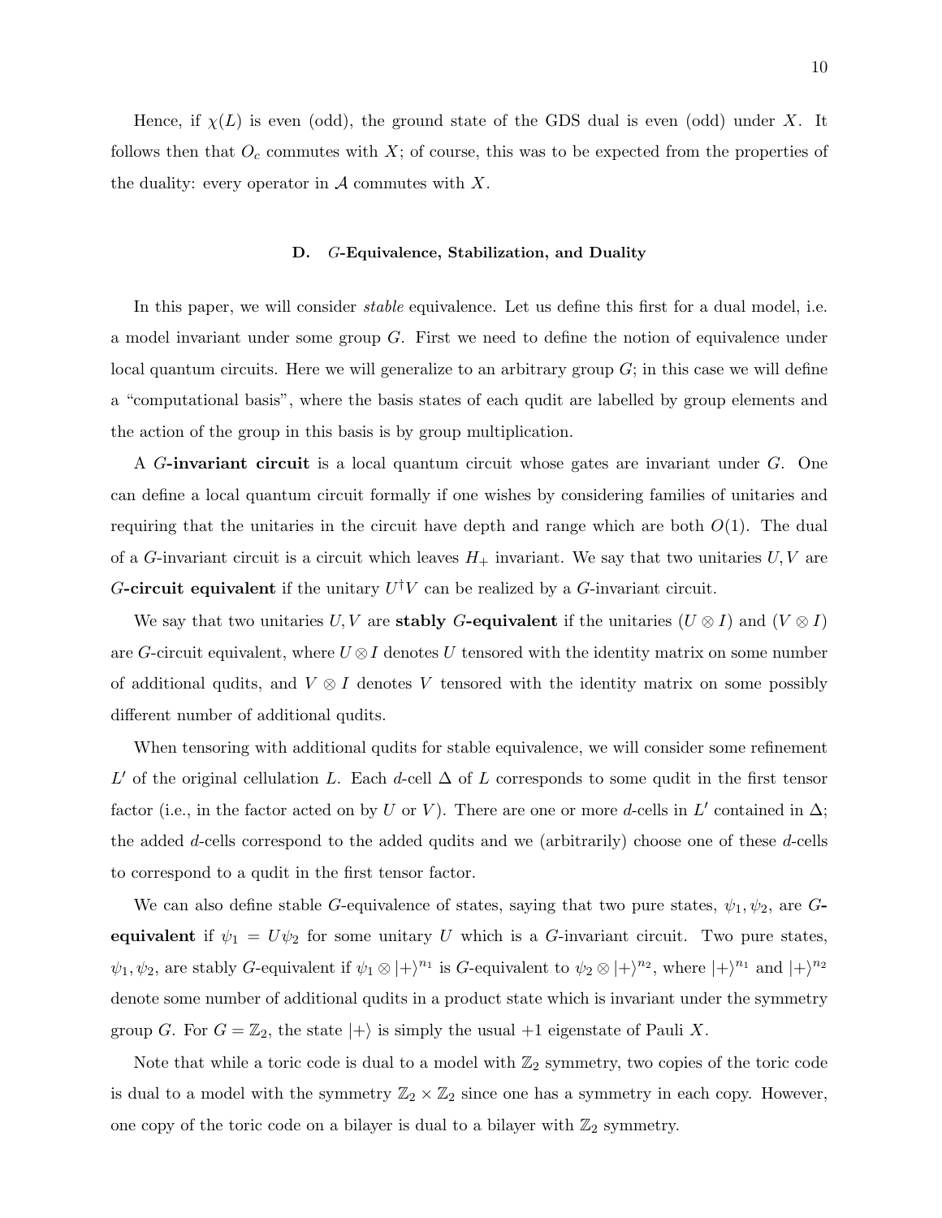Hence, if $\chi(L)$ is even (odd), the ground state of the GDS dual is even (odd) under $X$. It follows then that $O_c$ commutes with $X$; of course, this was to be expected from the properties of the duality: every operator in $\mathcal{A}$ commutes with $X$.

### D. $G$-Equivalence, Stabilization, and Duality

In this paper, we will consider *stable* equivalence. Let us define this first for a dual model, i.e. a model invariant under some group $G$. First we need to define the notion of equivalence under local quantum circuits. Here we will generalize to an arbitrary group $G$; in this case we will define a "computational basis", where the basis states of each qudit are labelled by group elements and the action of the group in this basis is by group multiplication.

A **$G$-invariant circuit** is a local quantum circuit whose gates are invariant under $G$. One can define a local quantum circuit formally if one wishes by considering families of unitaries and requiring that the unitaries in the circuit have depth and range which are both $O(1)$. The dual of a $G$-invariant circuit is a circuit which leaves $H_+$ invariant. We say that two unitaries $U, V$ are **$G$-circuit equivalent** if the unitary $U^\dagger V$ can be realized by a $G$-invariant circuit.

We say that two unitaries $U, V$ are **stably $G$-equivalent** if the unitaries $(U \otimes I)$ and $(V \otimes I)$ are $G$-circuit equivalent, where $U \otimes I$ denotes $U$ tensored with the identity matrix on some number of additional qudits, and $V \otimes I$ denotes $V$ tensored with the identity matrix on some possibly different number of additional qudits.

When tensoring with additional qudits for stable equivalence, we will consider some refinement $L'$ of the original cellulation $L$. Each $d$-cell $\Delta$ of $L$ corresponds to some qudit in the first tensor factor (i.e., in the factor acted on by $U$ or $V$). There are one or more $d$-cells in $L'$ contained in $\Delta$; the added $d$-cells correspond to the added qudits and we (arbitrarily) choose one of these $d$-cells to correspond to a qudit in the first tensor factor.

We can also define stable $G$-equivalence of states, saying that two pure states, $\psi_1, \psi_2$, are **$G$-equivalent** if $\psi_1 = U\psi_2$ for some unitary $U$ which is a $G$-invariant circuit. Two pure states, $\psi_1, \psi_2$, are stably $G$-equivalent if $\psi_1 \otimes |+\rangle^{n_1}$ is $G$-equivalent to $\psi_2 \otimes |+\rangle^{n_2}$, where $|+\rangle^{n_1}$ and $|+\rangle^{n_2}$ denote some number of additional qudits in a product state which is invariant under the symmetry group $G$. For $G = \mathbb{Z}_2$, the state $|+\rangle$ is simply the usual $+1$ eigenstate of Pauli $X$.

Note that while a toric code is dual to a model with $\mathbb{Z}_2$ symmetry, two copies of the toric code is dual to a model with the symmetry $\mathbb{Z}_2 \times \mathbb{Z}_2$ since one has a symmetry in each copy. However, one copy of the toric code on a bilayer is dual to a bilayer with $\mathbb{Z}_2$ symmetry.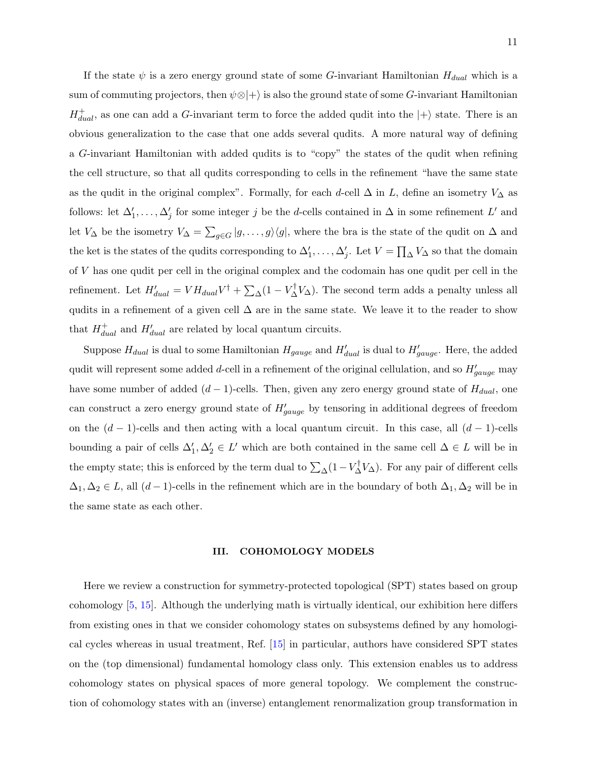If the state $\psi$ is a zero energy ground state of some $G$-invariant Hamiltonian $H_{dual}$ which is a sum of commuting projectors, then $\psi \otimes |+\rangle$ is also the ground state of some $G$-invariant Hamiltonian $H^+_{dual}$, as one can add a $G$-invariant term to force the added qudit into the $|+\rangle$ state. There is an obvious generalization to the case that one adds several qudits. A more natural way of defining a $G$-invariant Hamiltonian with added qudits is to "copy" the states of the qudit when refining the cell structure, so that all qudits corresponding to cells in the refinement "have the same state as the qudit in the original complex". Formally, for each $d$-cell $\Delta$ in $L$, define an isometry $V_\Delta$ as follows: let $\Delta'_1, \ldots, \Delta'_j$ for some integer $j$ be the $d$-cells contained in $\Delta$ in some refinement $L'$ and let $V_\Delta$ be the isometry $V_\Delta = \sum_{g \in G} |g, \ldots, g\rangle\langle g|$, where the bra is the state of the qudit on $\Delta$ and the ket is the states of the qudits corresponding to $\Delta'_1, \ldots, \Delta'_j$. Let $V = \prod_\Delta V_\Delta$ so that the domain of $V$ has one qudit per cell in the original complex and the codomain has one qudit per cell in the refinement. Let $H'_{dual} = V H_{dual} V^\dagger + \sum_\Delta (1 - V_\Delta^\dagger V_\Delta)$. The second term adds a penalty unless all qudits in a refinement of a given cell $\Delta$ are in the same state. We leave it to the reader to show that $H^+_{dual}$ and $H'_{dual}$ are related by local quantum circuits.

Suppose $H_{dual}$ is dual to some Hamiltonian $H_{gauge}$ and $H'_{dual}$ is dual to $H'_{gauge}$. Here, the added qudit will represent some added $d$-cell in a refinement of the original cellulation, and so $H'_{gauge}$ may have some number of added $(d-1)$-cells. Then, given any zero energy ground state of $H_{dual}$, one can construct a zero energy ground state of $H'_{gauge}$ by tensoring in additional degrees of freedom on the $(d-1)$-cells and then acting with a local quantum circuit. In this case, all $(d-1)$-cells bounding a pair of cells $\Delta'_1, \Delta'_2 \in L'$ which are both contained in the same cell $\Delta \in L$ will be in the empty state; this is enforced by the term dual to $\sum_\Delta (1 - V_\Delta^\dagger V_\Delta)$. For any pair of different cells $\Delta_1, \Delta_2 \in L$, all $(d-1)$-cells in the refinement which are in the boundary of both $\Delta_1, \Delta_2$ will be in the same state as each other.

## III. COHOMOLOGY MODELS

Here we review a construction for symmetry-protected topological (SPT) states based on group cohomology [5, 15]. Although the underlying math is virtually identical, our exhibition here differs from existing ones in that we consider cohomology states on subsystems defined by any homological cycles whereas in usual treatment, Ref. [15] in particular, authors have considered SPT states on the (top dimensional) fundamental homology class only. This extension enables us to address cohomology states on physical spaces of more general topology. We complement the construction of cohomology states with an (inverse) entanglement renormalization group transformation in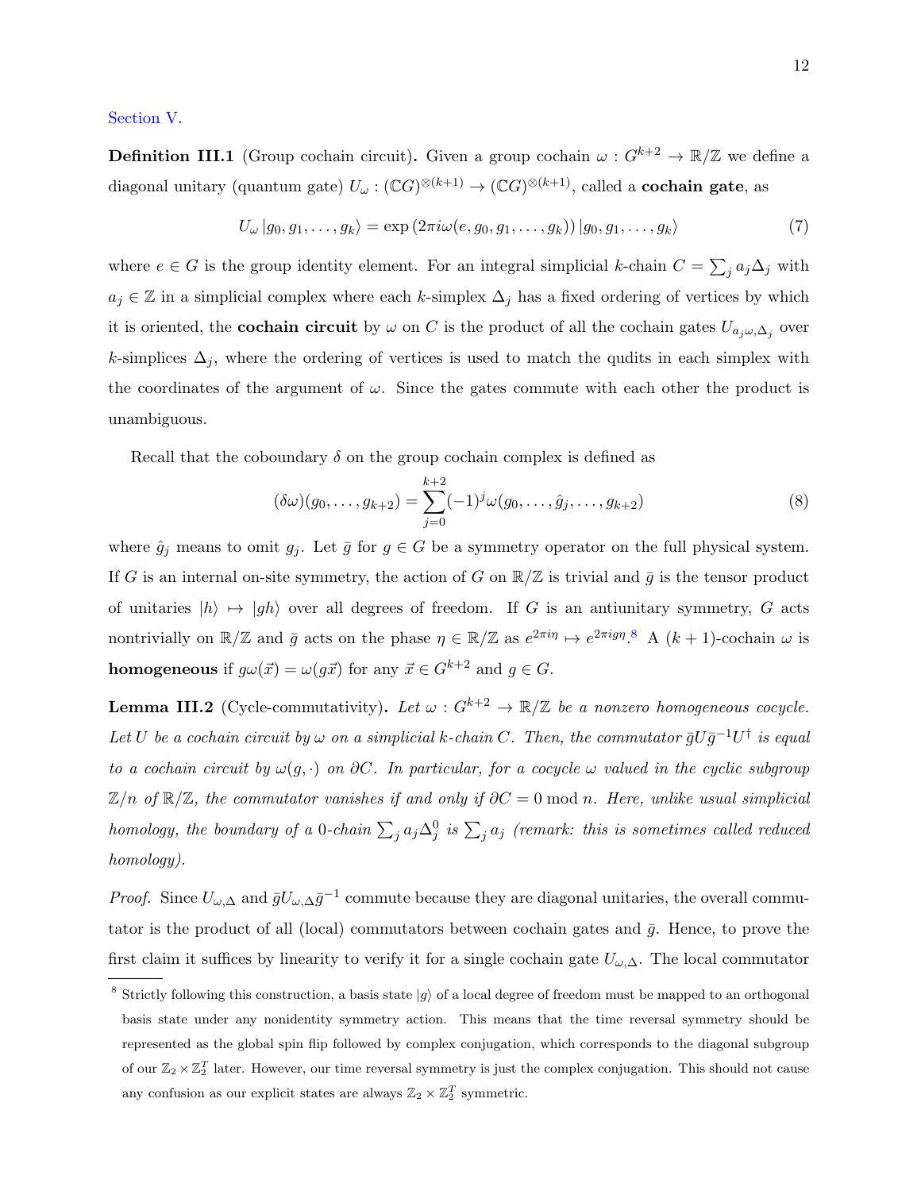Section V.

**Definition III.1** (Group cochain circuit)**.** Given a group cochain $\omega : G^{k+2} \to \mathbb{R}/\mathbb{Z}$ we define a diagonal unitary (quantum gate) $U_\omega : (\mathbb{C}G)^{\otimes(k+1)} \to (\mathbb{C}G)^{\otimes(k+1)}$, called a **cochain gate**, as

$$U_\omega \left|g_0, g_1, \ldots, g_k\right\rangle = \exp\left(2\pi i \omega(e, g_0, g_1, \ldots, g_k)\right) \left|g_0, g_1, \ldots, g_k\right\rangle \tag{7}$$

where $e \in G$ is the group identity element. For an integral simplicial $k$-chain $C = \sum_j a_j \Delta_j$ with $a_j \in \mathbb{Z}$ in a simplicial complex where each $k$-simplex $\Delta_j$ has a fixed ordering of vertices by which it is oriented, the **cochain circuit** by $\omega$ on $C$ is the product of all the cochain gates $U_{a_j\omega,\Delta_j}$ over $k$-simplices $\Delta_j$, where the ordering of vertices is used to match the qudits in each simplex with the coordinates of the argument of $\omega$. Since the gates commute with each other the product is unambiguous.

Recall that the coboundary $\delta$ on the group cochain complex is defined as

$$(\delta\omega)(g_0, \ldots, g_{k+2}) = \sum_{j=0}^{k+2} (-1)^j \omega(g_0, \ldots, \hat{g}_j, \ldots, g_{k+2}) \tag{8}$$

where $\hat{g}_j$ means to omit $g_j$. Let $\bar{g}$ for $g \in G$ be a symmetry operator on the full physical system. If $G$ is an internal on-site symmetry, the action of $G$ on $\mathbb{R}/\mathbb{Z}$ is trivial and $\bar{g}$ is the tensor product of unitaries $|h\rangle \mapsto |gh\rangle$ over all degrees of freedom. If $G$ is an antiunitary symmetry, $G$ acts nontrivially on $\mathbb{R}/\mathbb{Z}$ and $\bar{g}$ acts on the phase $\eta \in \mathbb{R}/\mathbb{Z}$ as $e^{2\pi i\eta} \mapsto e^{2\pi i g\eta}$.[8] A $(k+1)$-cochain $\omega$ is **homogeneous** if $g\omega(\vec{x}) = \omega(g\vec{x})$ for any $\vec{x} \in G^{k+2}$ and $g \in G$.

**Lemma III.2** (Cycle-commutativity)**.** *Let $\omega : G^{k+2} \to \mathbb{R}/\mathbb{Z}$ be a nonzero homogeneous cocycle. Let $U$ be a cochain circuit by $\omega$ on a simplicial $k$-chain $C$. Then, the commutator $\bar{g}U\bar{g}^{-1}U^\dagger$ is equal to a cochain circuit by $\omega(g, \cdot)$ on $\partial C$. In particular, for a cocycle $\omega$ valued in the cyclic subgroup $\mathbb{Z}/n$ of $\mathbb{R}/\mathbb{Z}$, the commutator vanishes if and only if $\partial C = 0 \bmod n$. Here, unlike usual simplicial homology, the boundary of a 0-chain $\sum_j a_j \Delta_j^0$ is $\sum_j a_j$ (remark: this is sometimes called reduced homology).*

*Proof.* Since $U_{\omega,\Delta}$ and $\bar{g}U_{\omega,\Delta}\bar{g}^{-1}$ commute because they are diagonal unitaries, the overall commutator is the product of all (local) commutators between cochain gates and $\bar{g}$. Hence, to prove the first claim it suffices by linearity to verify it for a single cochain gate $U_{\omega,\Delta}$. The local commutator

[8] Strictly following this construction, a basis state $|g\rangle$ of a local degree of freedom must be mapped to an orthogonal basis state under any nonidentity symmetry action. This means that the time reversal symmetry should be represented as the global spin flip followed by complex conjugation, which corresponds to the diagonal subgroup of our $\mathbb{Z}_2 \times \mathbb{Z}_2^T$ later. However, our time reversal symmetry is just the complex conjugation. This should not cause any confusion as our explicit states are always $\mathbb{Z}_2 \times \mathbb{Z}_2^T$ symmetric.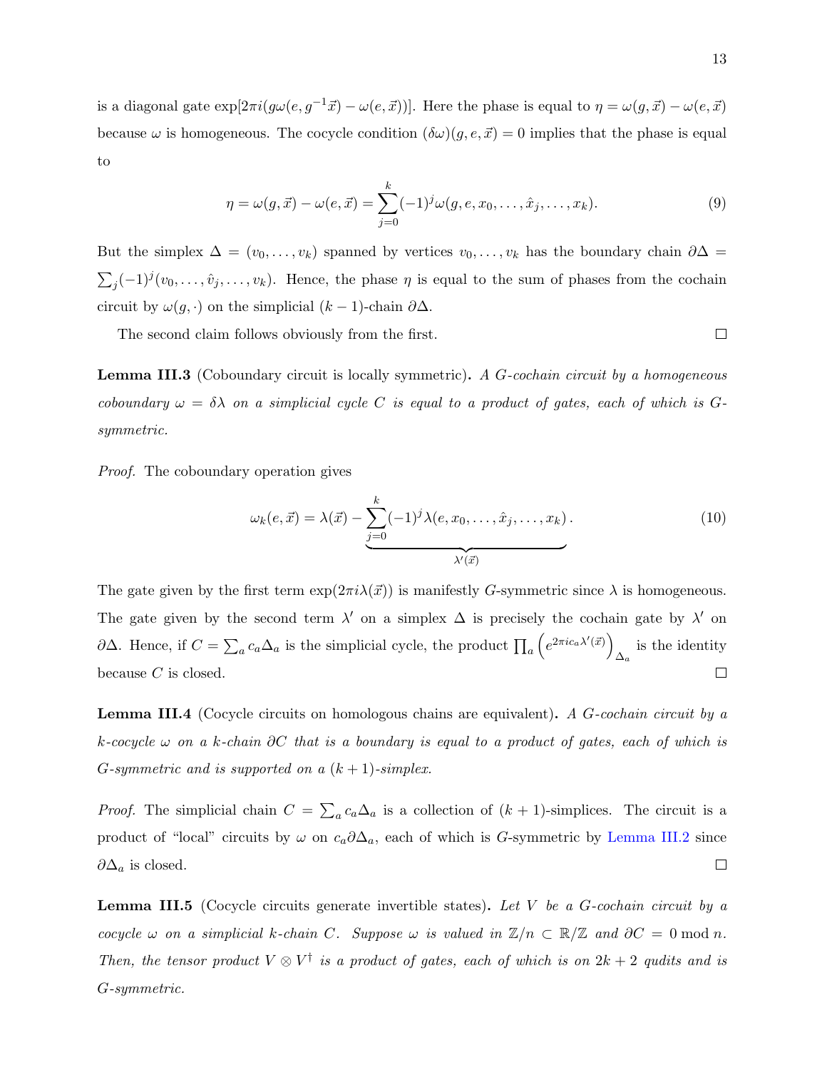is a diagonal gate $\exp[2\pi i(g\omega(e, g^{-1}\vec{x}) - \omega(e, \vec{x}))]$. Here the phase is equal to $\eta = \omega(g, \vec{x}) - \omega(e, \vec{x})$ because $\omega$ is homogeneous. The cocycle condition $(\delta\omega)(g, e, \vec{x}) = 0$ implies that the phase is equal to

$$\eta = \omega(g, \vec{x}) - \omega(e, \vec{x}) = \sum_{j=0}^{k} (-1)^j \omega(g, e, x_0, \ldots, \hat{x}_j, \ldots, x_k). \tag{9}$$

But the simplex $\Delta = (v_0, \ldots, v_k)$ spanned by vertices $v_0, \ldots, v_k$ has the boundary chain $\partial\Delta = \sum_j (-1)^j (v_0, \ldots, \hat{v}_j, \ldots, v_k)$. Hence, the phase $\eta$ is equal to the sum of phases from the cochain circuit by $\omega(g, \cdot)$ on the simplicial $(k-1)$-chain $\partial\Delta$.

The second claim follows obviously from the first. ∎

**Lemma III.3** (Coboundary circuit is locally symmetric)**.** *A $G$-cochain circuit by a homogeneous coboundary $\omega = \delta\lambda$ on a simplicial cycle $C$ is equal to a product of gates, each of which is $G$-symmetric.*

*Proof.* The coboundary operation gives

$$\omega_k(e, \vec{x}) = \lambda(\vec{x}) - \underbrace{\sum_{j=0}^{k} (-1)^j \lambda(e, x_0, \ldots, \hat{x}_j, \ldots, x_k)}_{\lambda'(\vec{x})}. \tag{10}$$

The gate given by the first term $\exp(2\pi i \lambda(\vec{x}))$ is manifestly $G$-symmetric since $\lambda$ is homogeneous. The gate given by the second term $\lambda'$ on a simplex $\Delta$ is precisely the cochain gate by $\lambda'$ on $\partial\Delta$. Hence, if $C = \sum_a c_a \Delta_a$ is the simplicial cycle, the product $\prod_a \left(e^{2\pi i c_a \lambda'(\vec{x})}\right)_{\Delta_a}$ is the identity because $C$ is closed. ∎

**Lemma III.4** (Cocycle circuits on homologous chains are equivalent)**.** *A $G$-cochain circuit by a $k$-cocycle $\omega$ on a $k$-chain $\partial C$ that is a boundary is equal to a product of gates, each of which is $G$-symmetric and is supported on a $(k+1)$-simplex.*

*Proof.* The simplicial chain $C = \sum_a c_a \Delta_a$ is a collection of $(k+1)$-simplices. The circuit is a product of "local" circuits by $\omega$ on $c_a \partial\Delta_a$, each of which is $G$-symmetric by Lemma III.2 since $\partial\Delta_a$ is closed. ∎

**Lemma III.5** (Cocycle circuits generate invertible states)**.** *Let $V$ be a $G$-cochain circuit by a cocycle $\omega$ on a simplicial $k$-chain $C$. Suppose $\omega$ is valued in $\mathbb{Z}/n \subset \mathbb{R}/\mathbb{Z}$ and $\partial C = 0 \bmod n$. Then, the tensor product $V \otimes V^\dagger$ is a product of gates, each of which is on $2k+2$ qudits and is $G$-symmetric.*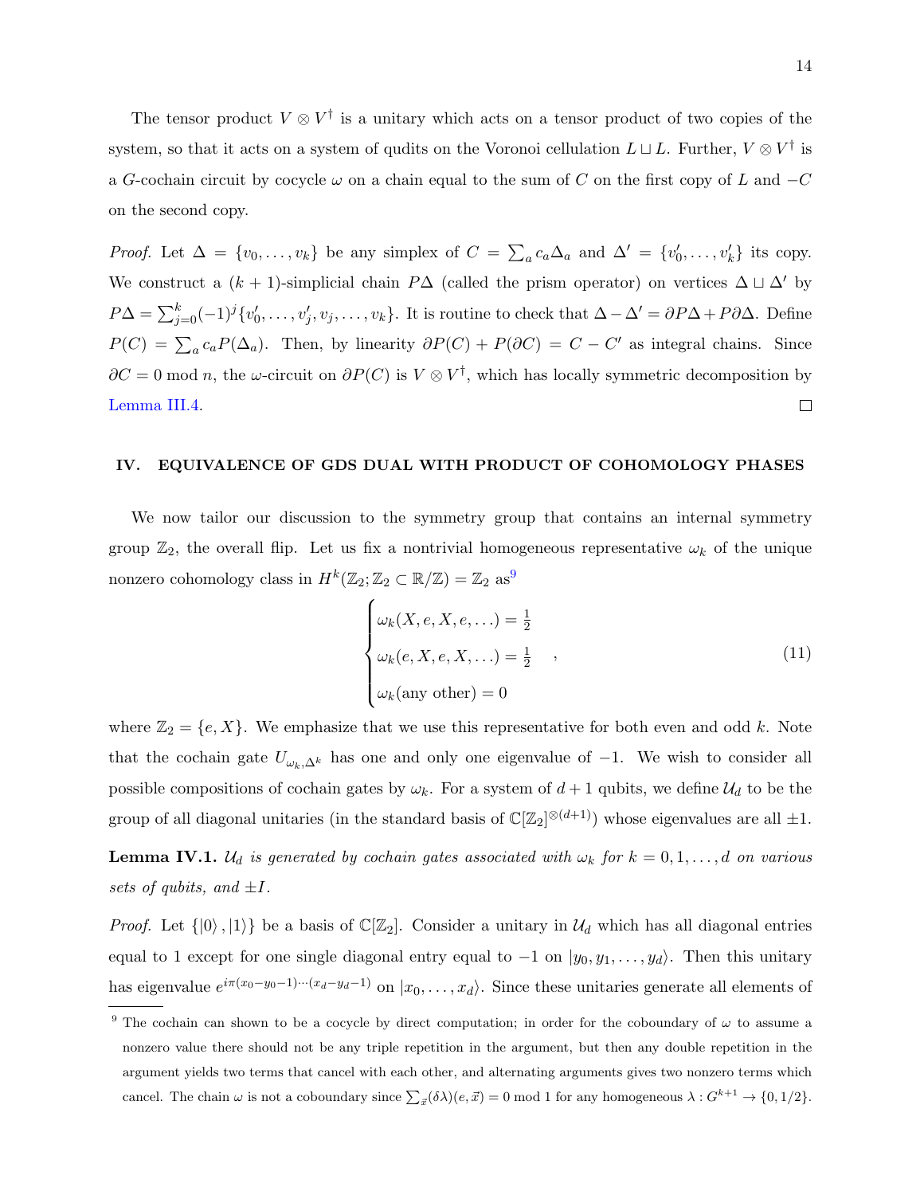The tensor product $V \otimes V^\dagger$ is a unitary which acts on a tensor product of two copies of the system, so that it acts on a system of qudits on the Voronoi cellulation $L \sqcup L$. Further, $V \otimes V^\dagger$ is a $G$-cochain circuit by cocycle $\omega$ on a chain equal to the sum of $C$ on the first copy of $L$ and $-C$ on the second copy.

*Proof.* Let $\Delta = \{v_0, \ldots, v_k\}$ be any simplex of $C = \sum_a c_a \Delta_a$ and $\Delta' = \{v'_0, \ldots, v'_k\}$ its copy. We construct a $(k+1)$-simplicial chain $P\Delta$ (called the prism operator) on vertices $\Delta \sqcup \Delta'$ by $P\Delta = \sum_{j=0}^{k} (-1)^j \{v'_0, \ldots, v'_j, v_j, \ldots, v_k\}$. It is routine to check that $\Delta - \Delta' = \partial P\Delta + P\partial\Delta$. Define $P(C) = \sum_a c_a P(\Delta_a)$. Then, by linearity $\partial P(C) + P(\partial C) = C - C'$ as integral chains. Since $\partial C = 0 \bmod n$, the $\omega$-circuit on $\partial P(C)$ is $V \otimes V^\dagger$, which has locally symmetric decomposition by Lemma III.4. $\square$

## IV. EQUIVALENCE OF GDS DUAL WITH PRODUCT OF COHOMOLOGY PHASES

We now tailor our discussion to the symmetry group that contains an internal symmetry group $\mathbb{Z}_2$, the overall flip. Let us fix a nontrivial homogeneous representative $\omega_k$ of the unique nonzero cohomology class in $H^k(\mathbb{Z}_2; \mathbb{Z}_2 \subset \mathbb{R}/\mathbb{Z}) = \mathbb{Z}_2$ as[9]

$$\begin{cases} \omega_k(X, e, X, e, \ldots) = \frac{1}{2} \\ \omega_k(e, X, e, X, \ldots) = \frac{1}{2} \\ \omega_k(\text{any other}) = 0 \end{cases}, \tag{11}$$

where $\mathbb{Z}_2 = \{e, X\}$. We emphasize that we use this representative for both even and odd $k$. Note that the cochain gate $U_{\omega_k, \Delta^k}$ has one and only one eigenvalue of $-1$. We wish to consider all possible compositions of cochain gates by $\omega_k$. For a system of $d+1$ qubits, we define $\mathcal{U}_d$ to be the group of all diagonal unitaries (in the standard basis of $\mathbb{C}[\mathbb{Z}_2]^{\otimes(d+1)}$) whose eigenvalues are all $\pm 1$.

**Lemma IV.1.** *$\mathcal{U}_d$ is generated by cochain gates associated with $\omega_k$ for $k = 0, 1, \ldots, d$ on various sets of qubits, and $\pm I$.*

*Proof.* Let $\{|0\rangle, |1\rangle\}$ be a basis of $\mathbb{C}[\mathbb{Z}_2]$. Consider a unitary in $\mathcal{U}_d$ which has all diagonal entries equal to 1 except for one single diagonal entry equal to $-1$ on $|y_0, y_1, \ldots, y_d\rangle$. Then this unitary has eigenvalue $e^{i\pi(x_0 - y_0 - 1)\cdots(x_d - y_d - 1)}$ on $|x_0, \ldots, x_d\rangle$. Since these unitaries generate all elements of

[9] The cochain can shown to be a cocycle by direct computation; in order for the coboundary of $\omega$ to assume a nonzero value there should not be any triple repetition in the argument, but then any double repetition in the argument yields two terms that cancel with each other, and alternating arguments gives two nonzero terms which cancel. The chain $\omega$ is not a coboundary since $\sum_{\vec{x}} (\delta\lambda)(e, \vec{x}) = 0 \bmod 1$ for any homogeneous $\lambda : G^{k+1} \to \{0, 1/2\}$.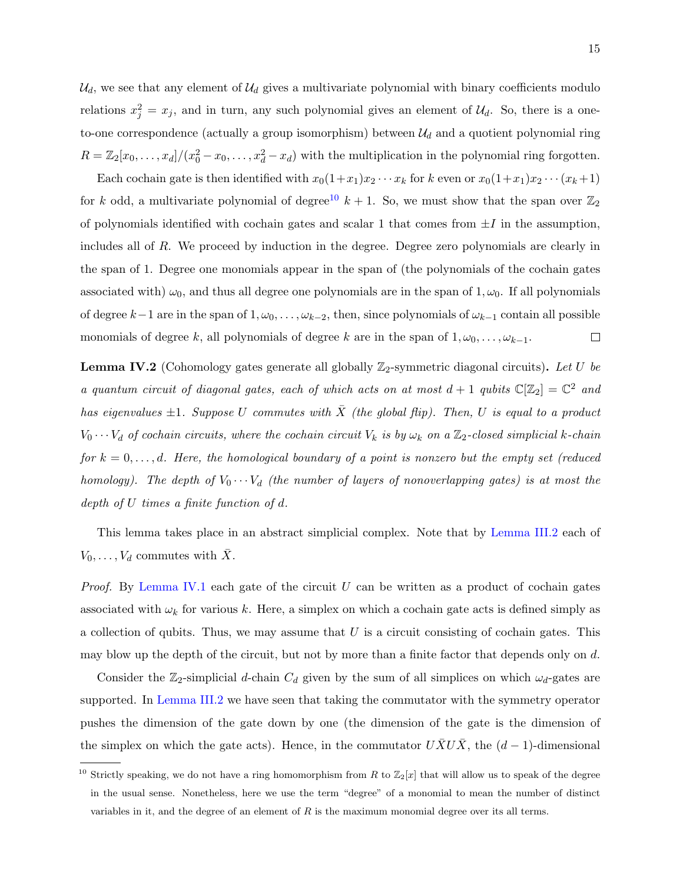$\mathcal{U}_d$, we see that any element of $\mathcal{U}_d$ gives a multivariate polynomial with binary coefficients modulo relations $x_j^2 = x_j$, and in turn, any such polynomial gives an element of $\mathcal{U}_d$. So, there is a one-to-one correspondence (actually a group isomorphism) between $\mathcal{U}_d$ and a quotient polynomial ring $R = \mathbb{Z}_2[x_0, \ldots, x_d]/(x_0^2 - x_0, \ldots, x_d^2 - x_d)$ with the multiplication in the polynomial ring forgotten.

Each cochain gate is then identified with $x_0(1+x_1)x_2 \cdots x_k$ for $k$ even or $x_0(1+x_1)x_2 \cdots (x_k+1)$ for $k$ odd, a multivariate polynomial of degree[10] $k+1$. So, we must show that the span over $\mathbb{Z}_2$ of polynomials identified with cochain gates and scalar 1 that comes from $\pm I$ in the assumption, includes all of $R$. We proceed by induction in the degree. Degree zero polynomials are clearly in the span of 1. Degree one monomials appear in the span of (the polynomials of the cochain gates associated with) $\omega_0$, and thus all degree one polynomials are in the span of $1, \omega_0$. If all polynomials of degree $k-1$ are in the span of $1, \omega_0, \ldots, \omega_{k-2}$, then, since polynomials of $\omega_{k-1}$ contain all possible monomials of degree $k$, all polynomials of degree $k$ are in the span of $1, \omega_0, \ldots, \omega_{k-1}$. □

**Lemma IV.2** (Cohomology gates generate all globally $\mathbb{Z}_2$-symmetric diagonal circuits)**.** *Let $U$ be a quantum circuit of diagonal gates, each of which acts on at most $d+1$ qubits $\mathbb{C}[\mathbb{Z}_2] = \mathbb{C}^2$ and has eigenvalues $\pm 1$. Suppose $U$ commutes with $\bar{X}$ (the global flip). Then, $U$ is equal to a product $V_0 \cdots V_d$ of cochain circuits, where the cochain circuit $V_k$ is by $\omega_k$ on a $\mathbb{Z}_2$-closed simplicial $k$-chain for $k = 0, \ldots, d$. Here, the homological boundary of a point is nonzero but the empty set (reduced homology). The depth of $V_0 \cdots V_d$ (the number of layers of nonoverlapping gates) is at most the depth of $U$ times a finite function of $d$.*

This lemma takes place in an abstract simplicial complex. Note that by Lemma III.2 each of $V_0, \ldots, V_d$ commutes with $\bar{X}$.

*Proof.* By Lemma IV.1 each gate of the circuit $U$ can be written as a product of cochain gates associated with $\omega_k$ for various $k$. Here, a simplex on which a cochain gate acts is defined simply as a collection of qubits. Thus, we may assume that $U$ is a circuit consisting of cochain gates. This may blow up the depth of the circuit, but not by more than a finite factor that depends only on $d$.

Consider the $\mathbb{Z}_2$-simplicial $d$-chain $C_d$ given by the sum of all simplices on which $\omega_d$-gates are supported. In Lemma III.2 we have seen that taking the commutator with the symmetry operator pushes the dimension of the gate down by one (the dimension of the gate is the dimension of the simplex on which the gate acts). Hence, in the commutator $U\bar{X}U\bar{X}$, the $(d-1)$-dimensional

[10] Strictly speaking, we do not have a ring homomorphism from $R$ to $\mathbb{Z}_2[x]$ that will allow us to speak of the degree in the usual sense. Nonetheless, here we use the term "degree" of a monomial to mean the number of distinct variables in it, and the degree of an element of $R$ is the maximum monomial degree over its all terms.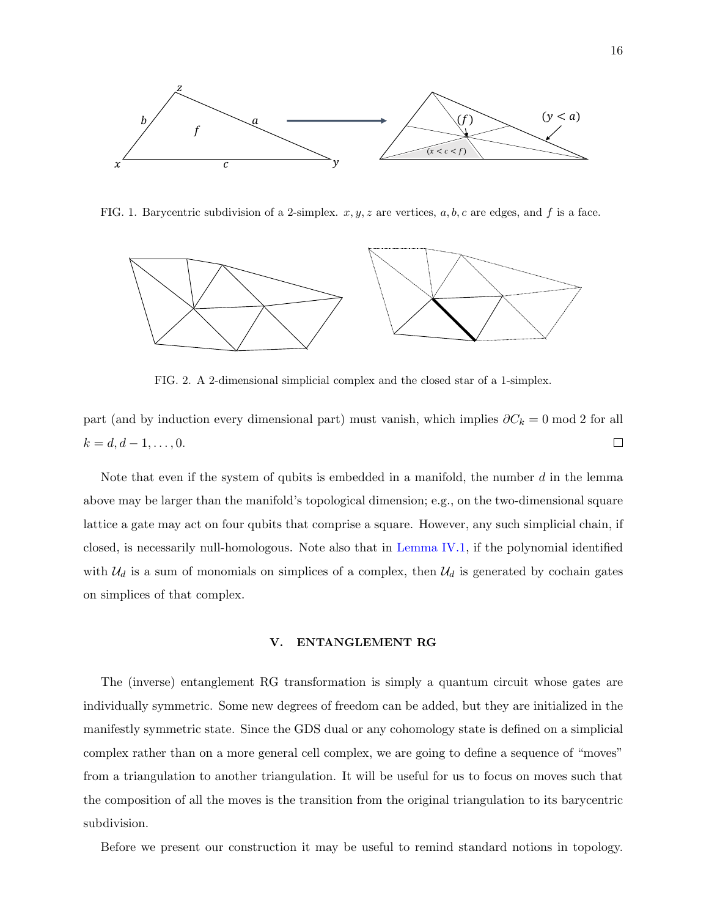FIG. 1. Barycentric subdivision of a 2-simplex. $x, y, z$ are vertices, $a, b, c$ are edges, and $f$ is a face.

FIG. 2. A 2-dimensional simplicial complex and the closed star of a 1-simplex.

part (and by induction every dimensional part) must vanish, which implies $\partial C_k = 0 \bmod 2$ for all $k = d, d-1, \ldots, 0$. □

Note that even if the system of qubits is embedded in a manifold, the number $d$ in the lemma above may be larger than the manifold's topological dimension; e.g., on the two-dimensional square lattice a gate may act on four qubits that comprise a square. However, any such simplicial chain, if closed, is necessarily null-homologous. Note also that in Lemma IV.1, if the polynomial identified with $\mathcal{U}_d$ is a sum of monomials on simplices of a complex, then $\mathcal{U}_d$ is generated by cochain gates on simplices of that complex.

## V. ENTANGLEMENT RG

The (inverse) entanglement RG transformation is simply a quantum circuit whose gates are individually symmetric. Some new degrees of freedom can be added, but they are initialized in the manifestly symmetric state. Since the GDS dual or any cohomology state is defined on a simplicial complex rather than on a more general cell complex, we are going to define a sequence of "moves" from a triangulation to another triangulation. It will be useful for us to focus on moves such that the composition of all the moves is the transition from the original triangulation to its barycentric subdivision.

Before we present our construction it may be useful to remind standard notions in topology.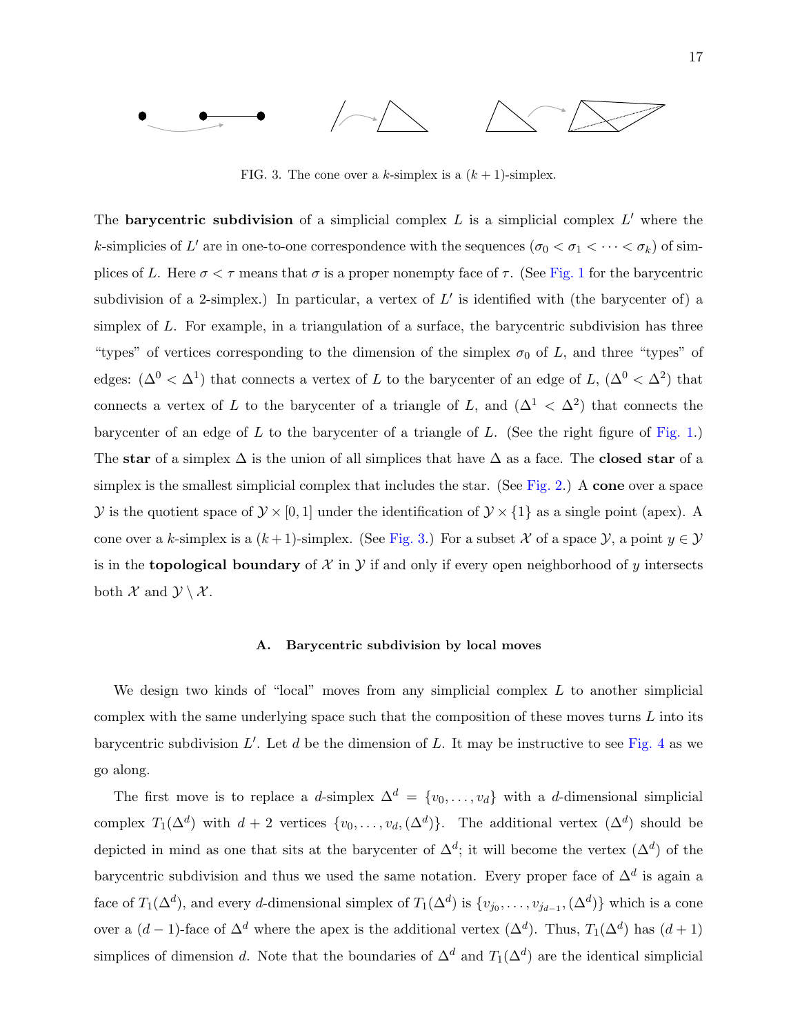FIG. 3. The cone over a $k$-simplex is a $(k+1)$-simplex.

The **barycentric subdivision** of a simplicial complex $L$ is a simplicial complex $L'$ where the $k$-simplicies of $L'$ are in one-to-one correspondence with the sequences $(\sigma_0 < \sigma_1 < \cdots < \sigma_k)$ of simplices of $L$. Here $\sigma < \tau$ means that $\sigma$ is a proper nonempty face of $\tau$. (See Fig. 1 for the barycentric subdivision of a 2-simplex.) In particular, a vertex of $L'$ is identified with (the barycenter of) a simplex of $L$. For example, in a triangulation of a surface, the barycentric subdivision has three "types" of vertices corresponding to the dimension of the simplex $\sigma_0$ of $L$, and three "types" of edges: $(\Delta^0 < \Delta^1)$ that connects a vertex of $L$ to the barycenter of an edge of $L$, $(\Delta^0 < \Delta^2)$ that connects a vertex of $L$ to the barycenter of a triangle of $L$, and $(\Delta^1 < \Delta^2)$ that connects the barycenter of an edge of $L$ to the barycenter of a triangle of $L$. (See the right figure of Fig. 1.) The **star** of a simplex $\Delta$ is the union of all simplices that have $\Delta$ as a face. The **closed star** of a simplex is the smallest simplicial complex that includes the star. (See Fig. 2.) A **cone** over a space $\mathcal{Y}$ is the quotient space of $\mathcal{Y} \times [0,1]$ under the identification of $\mathcal{Y} \times \{1\}$ as a single point (apex). A cone over a $k$-simplex is a $(k+1)$-simplex. (See Fig. 3.) For a subset $\mathcal{X}$ of a space $\mathcal{Y}$, a point $y \in \mathcal{Y}$ is in the **topological boundary** of $\mathcal{X}$ in $\mathcal{Y}$ if and only if every open neighborhood of $y$ intersects both $\mathcal{X}$ and $\mathcal{Y} \setminus \mathcal{X}$.

### A. Barycentric subdivision by local moves

We design two kinds of "local" moves from any simplicial complex $L$ to another simplicial complex with the same underlying space such that the composition of these moves turns $L$ into its barycentric subdivision $L'$. Let $d$ be the dimension of $L$. It may be instructive to see Fig. 4 as we go along.

The first move is to replace a $d$-simplex $\Delta^d = \{v_0, \ldots, v_d\}$ with a $d$-dimensional simplicial complex $T_1(\Delta^d)$ with $d+2$ vertices $\{v_0, \ldots, v_d, (\Delta^d)\}$. The additional vertex $(\Delta^d)$ should be depicted in mind as one that sits at the barycenter of $\Delta^d$; it will become the vertex $(\Delta^d)$ of the barycentric subdivision and thus we used the same notation. Every proper face of $\Delta^d$ is again a face of $T_1(\Delta^d)$, and every $d$-dimensional simplex of $T_1(\Delta^d)$ is $\{v_{j_0}, \ldots, v_{j_{d-1}}, (\Delta^d)\}$ which is a cone over a $(d-1)$-face of $\Delta^d$ where the apex is the additional vertex $(\Delta^d)$. Thus, $T_1(\Delta^d)$ has $(d+1)$ simplices of dimension $d$. Note that the boundaries of $\Delta^d$ and $T_1(\Delta^d)$ are the identical simplicial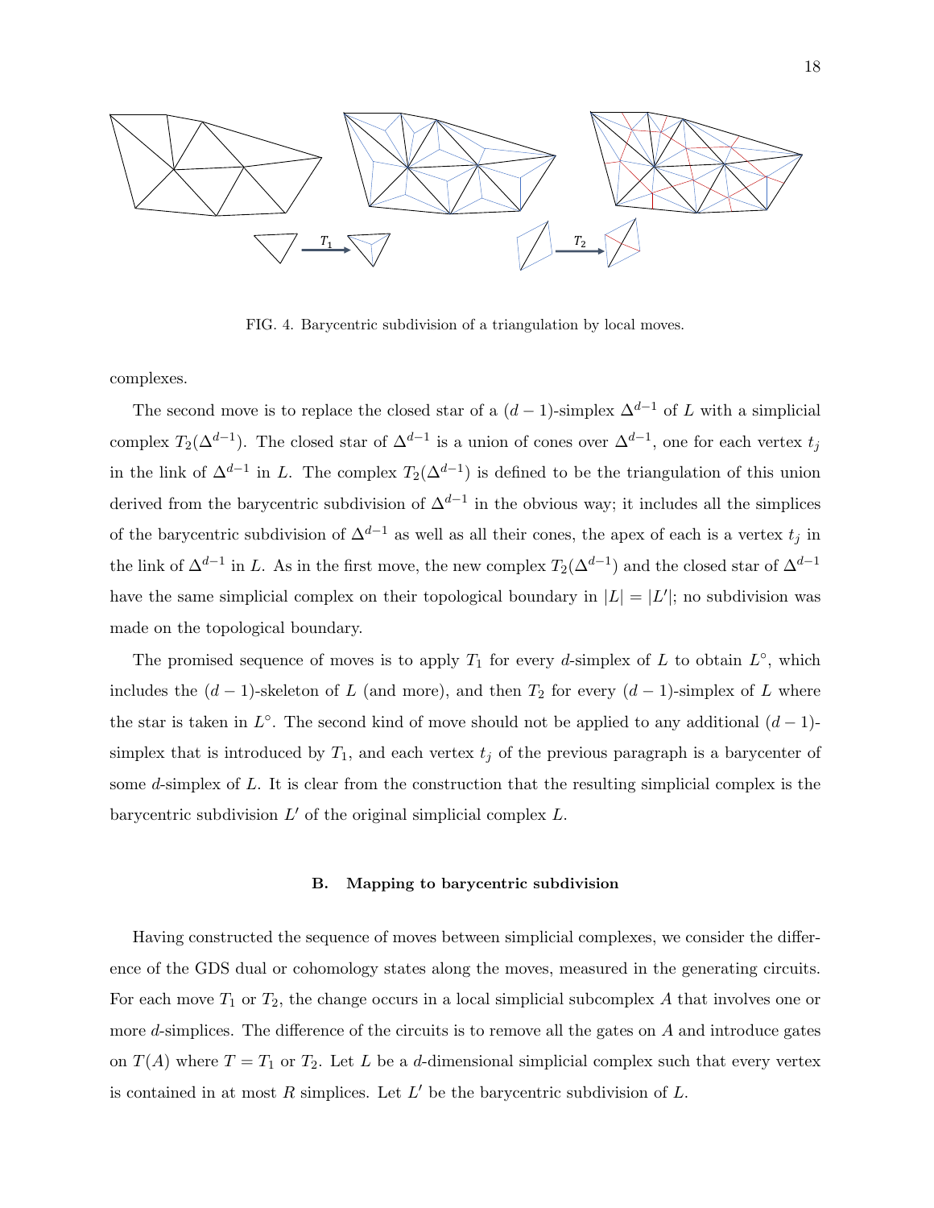FIG. 4. Barycentric subdivision of a triangulation by local moves.

complexes.

The second move is to replace the closed star of a $(d-1)$-simplex $\Delta^{d-1}$ of $L$ with a simplicial complex $T_2(\Delta^{d-1})$. The closed star of $\Delta^{d-1}$ is a union of cones over $\Delta^{d-1}$, one for each vertex $t_j$ in the link of $\Delta^{d-1}$ in $L$. The complex $T_2(\Delta^{d-1})$ is defined to be the triangulation of this union derived from the barycentric subdivision of $\Delta^{d-1}$ in the obvious way; it includes all the simplices of the barycentric subdivision of $\Delta^{d-1}$ as well as all their cones, the apex of each is a vertex $t_j$ in the link of $\Delta^{d-1}$ in $L$. As in the first move, the new complex $T_2(\Delta^{d-1})$ and the closed star of $\Delta^{d-1}$ have the same simplicial complex on their topological boundary in $|L| = |L'|$; no subdivision was made on the topological boundary.

The promised sequence of moves is to apply $T_1$ for every $d$-simplex of $L$ to obtain $L^\circ$, which includes the $(d-1)$-skeleton of $L$ (and more), and then $T_2$ for every $(d-1)$-simplex of $L$ where the star is taken in $L^\circ$. The second kind of move should not be applied to any additional $(d-1)$-simplex that is introduced by $T_1$, and each vertex $t_j$ of the previous paragraph is a barycenter of some $d$-simplex of $L$. It is clear from the construction that the resulting simplicial complex is the barycentric subdivision $L'$ of the original simplicial complex $L$.

### B. Mapping to barycentric subdivision

Having constructed the sequence of moves between simplicial complexes, we consider the difference of the GDS dual or cohomology states along the moves, measured in the generating circuits. For each move $T_1$ or $T_2$, the change occurs in a local simplicial subcomplex $A$ that involves one or more $d$-simplices. The difference of the circuits is to remove all the gates on $A$ and introduce gates on $T(A)$ where $T = T_1$ or $T_2$. Let $L$ be a $d$-dimensional simplicial complex such that every vertex is contained in at most $R$ simplices. Let $L'$ be the barycentric subdivision of $L$.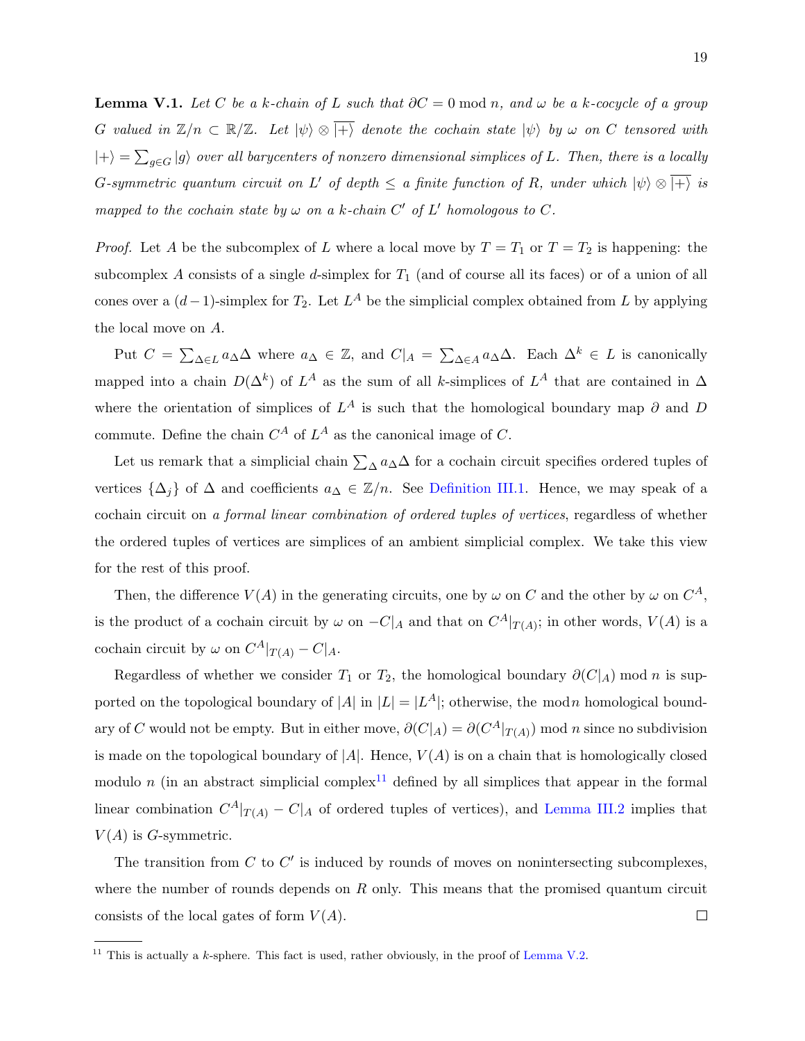**Lemma V.1.** *Let $C$ be a $k$-chain of $L$ such that $\partial C = 0 \bmod n$, and $\omega$ be a $k$-cocycle of a group $G$ valued in $\mathbb{Z}/n \subset \mathbb{R}/\mathbb{Z}$. Let $|\psi\rangle \otimes \overline{|+\rangle}$ denote the cochain state $|\psi\rangle$ by $\omega$ on $C$ tensored with $|+\rangle = \sum_{g \in G} |g\rangle$ over all barycenters of nonzero dimensional simplices of $L$. Then, there is a locally $G$-symmetric quantum circuit on $L'$ of depth $\leq$ a finite function of $R$, under which $|\psi\rangle \otimes \overline{|+\rangle}$ is mapped to the cochain state by $\omega$ on a $k$-chain $C'$ of $L'$ homologous to $C$.*

*Proof.* Let $A$ be the subcomplex of $L$ where a local move by $T = T_1$ or $T = T_2$ is happening: the subcomplex $A$ consists of a single $d$-simplex for $T_1$ (and of course all its faces) or of a union of all cones over a $(d-1)$-simplex for $T_2$. Let $L^A$ be the simplicial complex obtained from $L$ by applying the local move on $A$.

Put $C = \sum_{\Delta \in L} a_\Delta \Delta$ where $a_\Delta \in \mathbb{Z}$, and $C|_A = \sum_{\Delta \in A} a_\Delta \Delta$. Each $\Delta^k \in L$ is canonically mapped into a chain $D(\Delta^k)$ of $L^A$ as the sum of all $k$-simplices of $L^A$ that are contained in $\Delta$ where the orientation of simplices of $L^A$ is such that the homological boundary map $\partial$ and $D$ commute. Define the chain $C^A$ of $L^A$ as the canonical image of $C$.

Let us remark that a simplicial chain $\sum_\Delta a_\Delta \Delta$ for a cochain circuit specifies ordered tuples of vertices $\{\Delta_j\}$ of $\Delta$ and coefficients $a_\Delta \in \mathbb{Z}/n$. See Definition III.1. Hence, we may speak of a cochain circuit on *a formal linear combination of ordered tuples of vertices*, regardless of whether the ordered tuples of vertices are simplices of an ambient simplicial complex. We take this view for the rest of this proof.

Then, the difference $V(A)$ in the generating circuits, one by $\omega$ on $C$ and the other by $\omega$ on $C^A$, is the product of a cochain circuit by $\omega$ on $-C|_A$ and that on $C^A|_{T(A)}$; in other words, $V(A)$ is a cochain circuit by $\omega$ on $C^A|_{T(A)} - C|_A$.

Regardless of whether we consider $T_1$ or $T_2$, the homological boundary $\partial(C|_A) \bmod n$ is supported on the topological boundary of $|A|$ in $|L| = |L^A|$; otherwise, the $\bmod\, n$ homological boundary of $C$ would not be empty. But in either move, $\partial(C|_A) = \partial(C^A|_{T(A)}) \bmod n$ since no subdivision is made on the topological boundary of $|A|$. Hence, $V(A)$ is on a chain that is homologically closed modulo $n$ (in an abstract simplicial complex[11] defined by all simplices that appear in the formal linear combination $C^A|_{T(A)} - C|_A$ of ordered tuples of vertices), and Lemma III.2 implies that $V(A)$ is $G$-symmetric.

The transition from $C$ to $C'$ is induced by rounds of moves on nonintersecting subcomplexes, where the number of rounds depends on $R$ only. This means that the promised quantum circuit consists of the local gates of form $V(A)$. $\square$

[11] This is actually a $k$-sphere. This fact is used, rather obviously, in the proof of Lemma V.2.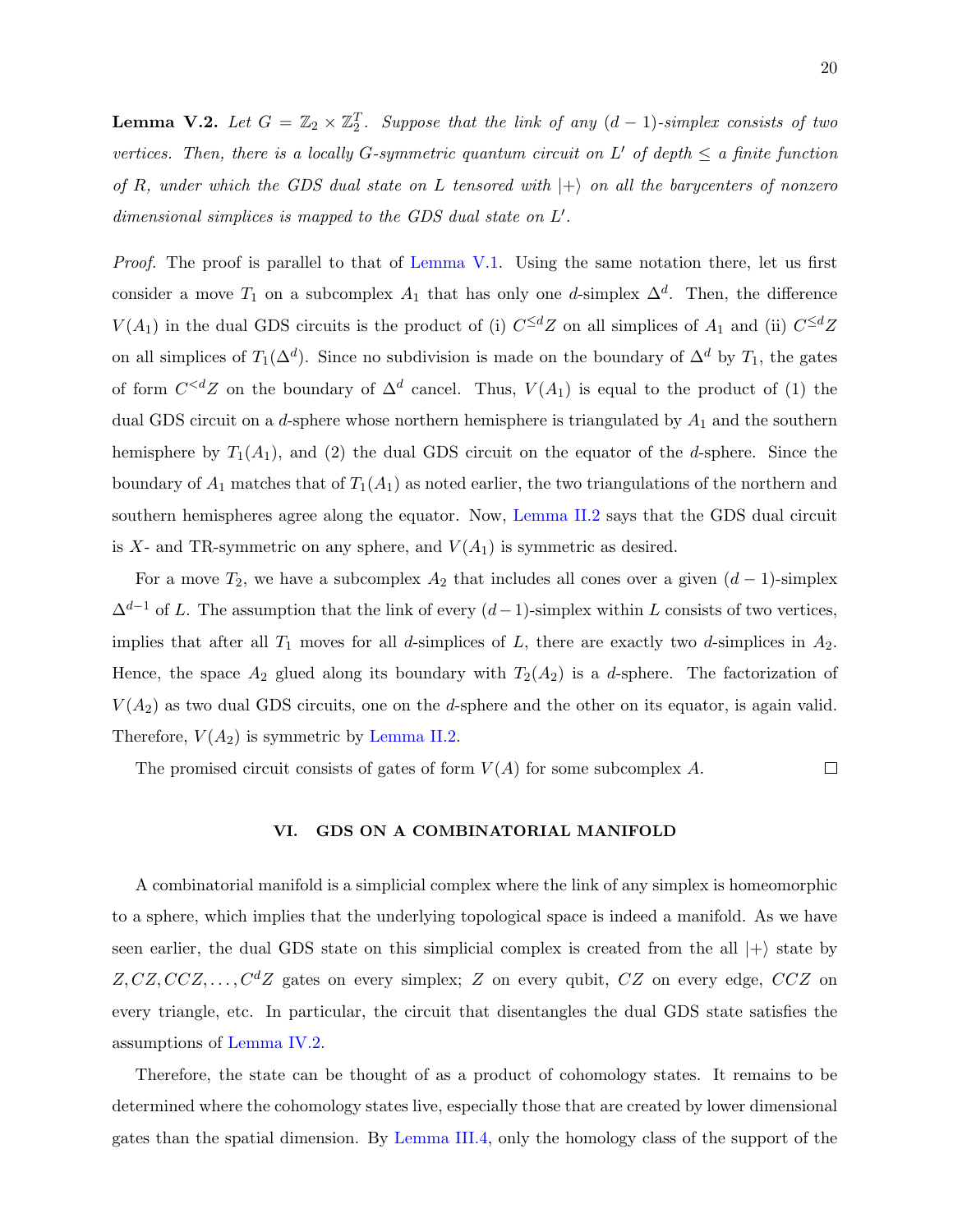**Lemma V.2.** *Let $G = \mathbb{Z}_2 \times \mathbb{Z}_2^T$. Suppose that the link of any $(d-1)$-simplex consists of two vertices. Then, there is a locally $G$-symmetric quantum circuit on $L'$ of depth $\le$ a finite function of $R$, under which the GDS dual state on $L$ tensored with $|+\rangle$ on all the barycenters of nonzero dimensional simplices is mapped to the GDS dual state on $L'$.*

*Proof.* The proof is parallel to that of Lemma V.1. Using the same notation there, let us first consider a move $T_1$ on a subcomplex $A_1$ that has only one $d$-simplex $\Delta^d$. Then, the difference $V(A_1)$ in the dual GDS circuits is the product of (i) $C^{\le d}Z$ on all simplices of $A_1$ and (ii) $C^{\le d}Z$ on all simplices of $T_1(\Delta^d)$. Since no subdivision is made on the boundary of $\Delta^d$ by $T_1$, the gates of form $C^{<d}Z$ on the boundary of $\Delta^d$ cancel. Thus, $V(A_1)$ is equal to the product of (1) the dual GDS circuit on a $d$-sphere whose northern hemisphere is triangulated by $A_1$ and the southern hemisphere by $T_1(A_1)$, and (2) the dual GDS circuit on the equator of the $d$-sphere. Since the boundary of $A_1$ matches that of $T_1(A_1)$ as noted earlier, the two triangulations of the northern and southern hemispheres agree along the equator. Now, Lemma II.2 says that the GDS dual circuit is $X$- and TR-symmetric on any sphere, and $V(A_1)$ is symmetric as desired.

For a move $T_2$, we have a subcomplex $A_2$ that includes all cones over a given $(d-1)$-simplex $\Delta^{d-1}$ of $L$. The assumption that the link of every $(d-1)$-simplex within $L$ consists of two vertices, implies that after all $T_1$ moves for all $d$-simplices of $L$, there are exactly two $d$-simplices in $A_2$. Hence, the space $A_2$ glued along its boundary with $T_2(A_2)$ is a $d$-sphere. The factorization of $V(A_2)$ as two dual GDS circuits, one on the $d$-sphere and the other on its equator, is again valid. Therefore, $V(A_2)$ is symmetric by Lemma II.2.

The promised circuit consists of gates of form $V(A)$ for some subcomplex $A$. □

## VI. GDS ON A COMBINATORIAL MANIFOLD

A combinatorial manifold is a simplicial complex where the link of any simplex is homeomorphic to a sphere, which implies that the underlying topological space is indeed a manifold. As we have seen earlier, the dual GDS state on this simplicial complex is created from the all $|+\rangle$ state by $Z, CZ, CCZ, \dots, C^dZ$ gates on every simplex; $Z$ on every qubit, $CZ$ on every edge, $CCZ$ on every triangle, etc. In particular, the circuit that disentangles the dual GDS state satisfies the assumptions of Lemma IV.2.

Therefore, the state can be thought of as a product of cohomology states. It remains to be determined where the cohomology states live, especially those that are created by lower dimensional gates than the spatial dimension. By Lemma III.4, only the homology class of the support of the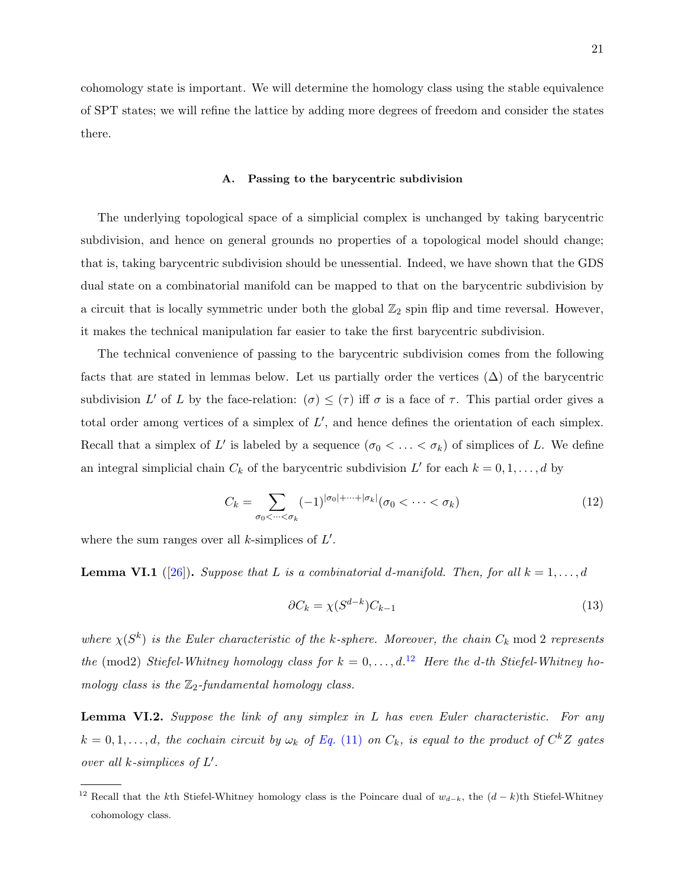cohomology state is important. We will determine the homology class using the stable equivalence of SPT states; we will refine the lattice by adding more degrees of freedom and consider the states there.

### A. Passing to the barycentric subdivision

The underlying topological space of a simplicial complex is unchanged by taking barycentric subdivision, and hence on general grounds no properties of a topological model should change; that is, taking barycentric subdivision should be unessential. Indeed, we have shown that the GDS dual state on a combinatorial manifold can be mapped to that on the barycentric subdivision by a circuit that is locally symmetric under both the global $\mathbb{Z}_2$ spin flip and time reversal. However, it makes the technical manipulation far easier to take the first barycentric subdivision.

The technical convenience of passing to the barycentric subdivision comes from the following facts that are stated in lemmas below. Let us partially order the vertices ($\Delta$) of the barycentric subdivision $L'$ of $L$ by the face-relation: $(\sigma) \leq (\tau)$ iff $\sigma$ is a face of $\tau$. This partial order gives a total order among vertices of a simplex of $L'$, and hence defines the orientation of each simplex. Recall that a simplex of $L'$ is labeled by a sequence $(\sigma_0 < \ldots < \sigma_k)$ of simplices of $L$. We define an integral simplicial chain $C_k$ of the barycentric subdivision $L'$ for each $k = 0, 1, \ldots, d$ by

$$C_k = \sum_{\sigma_0 < \cdots < \sigma_k} (-1)^{|\sigma_0| + \cdots + |\sigma_k|} (\sigma_0 < \cdots < \sigma_k) \tag{12}$$

where the sum ranges over all $k$-simplices of $L'$.

**Lemma VI.1** ([26]). *Suppose that $L$ is a combinatorial $d$-manifold. Then, for all $k = 1, \ldots, d$*

$$\partial C_k = \chi(S^{d-k}) C_{k-1} \tag{13}$$

*where $\chi(S^k)$ is the Euler characteristic of the $k$-sphere. Moreover, the chain $C_k \bmod 2$ represents the (mod2) Stiefel-Whitney homology class for $k = 0, \ldots, d$.*[12] *Here the $d$-th Stiefel-Whitney homology class is the $\mathbb{Z}_2$-fundamental homology class.*

**Lemma VI.2.** *Suppose the link of any simplex in $L$ has even Euler characteristic. For any $k = 0, 1, \ldots, d$, the cochain circuit by $\omega_k$ of Eq. (11) on $C_k$, is equal to the product of $C^k Z$ gates over all $k$-simplices of $L'$.*

---

[12] Recall that the $k$th Stiefel-Whitney homology class is the Poincare dual of $w_{d-k}$, the $(d-k)$th Stiefel-Whitney cohomology class.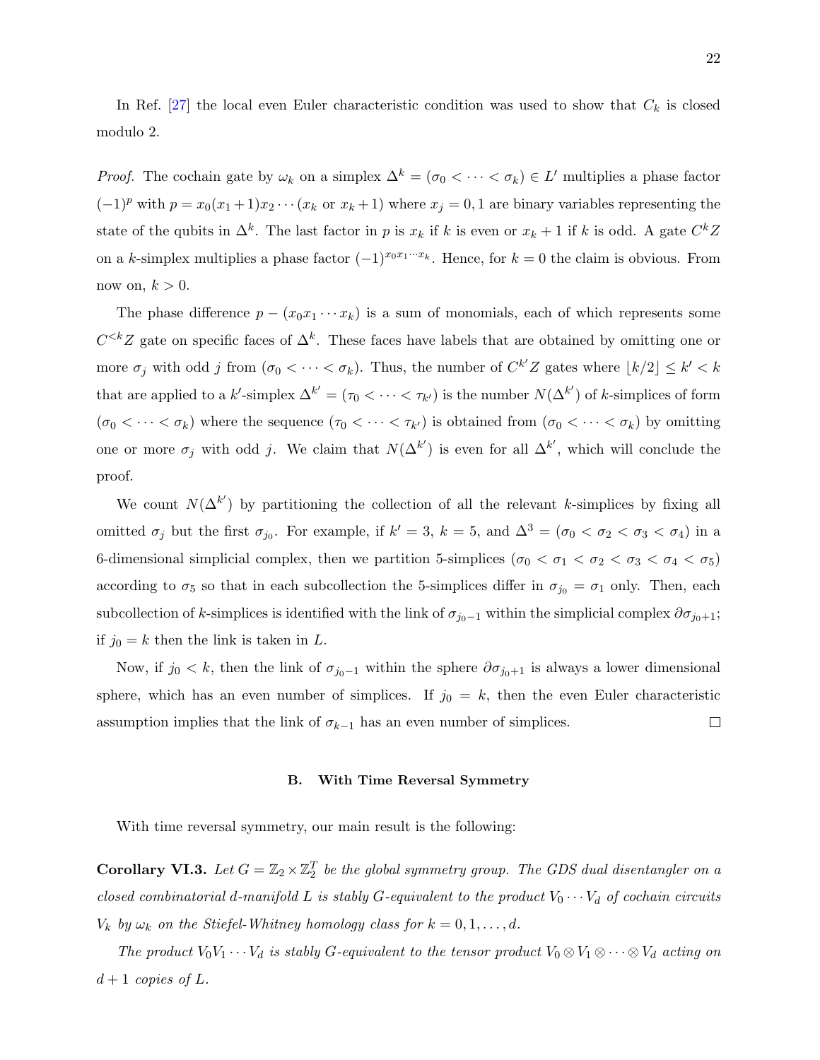In Ref. [27] the local even Euler characteristic condition was used to show that $C_k$ is closed modulo 2.

*Proof.* The cochain gate by $\omega_k$ on a simplex $\Delta^k = (\sigma_0 < \cdots < \sigma_k) \in L'$ multiplies a phase factor $(-1)^p$ with $p = x_0(x_1+1)x_2 \cdots (x_k \text{ or } x_k+1)$ where $x_j = 0, 1$ are binary variables representing the state of the qubits in $\Delta^k$. The last factor in $p$ is $x_k$ if $k$ is even or $x_k + 1$ if $k$ is odd. A gate $C^k Z$ on a $k$-simplex multiplies a phase factor $(-1)^{x_0 x_1 \cdots x_k}$. Hence, for $k = 0$ the claim is obvious. From now on, $k > 0$.

The phase difference $p - (x_0 x_1 \cdots x_k)$ is a sum of monomials, each of which represents some $C^{<k}Z$ gate on specific faces of $\Delta^k$. These faces have labels that are obtained by omitting one or more $\sigma_j$ with odd $j$ from $(\sigma_0 < \cdots < \sigma_k)$. Thus, the number of $C^{k'}Z$ gates where $\lfloor k/2 \rfloor \le k' < k$ that are applied to a $k'$-simplex $\Delta^{k'} = (\tau_0 < \cdots < \tau_{k'})$ is the number $N(\Delta^{k'})$ of $k$-simplices of form $(\sigma_0 < \cdots < \sigma_k)$ where the sequence $(\tau_0 < \cdots < \tau_{k'})$ is obtained from $(\sigma_0 < \cdots < \sigma_k)$ by omitting one or more $\sigma_j$ with odd $j$. We claim that $N(\Delta^{k'})$ is even for all $\Delta^{k'}$, which will conclude the proof.

We count $N(\Delta^{k'})$ by partitioning the collection of all the relevant $k$-simplices by fixing all omitted $\sigma_j$ but the first $\sigma_{j_0}$. For example, if $k' = 3$, $k = 5$, and $\Delta^3 = (\sigma_0 < \sigma_2 < \sigma_3 < \sigma_4)$ in a 6-dimensional simplicial complex, then we partition 5-simplices $(\sigma_0 < \sigma_1 < \sigma_2 < \sigma_3 < \sigma_4 < \sigma_5)$ according to $\sigma_5$ so that in each subcollection the 5-simplices differ in $\sigma_{j_0} = \sigma_1$ only. Then, each subcollection of $k$-simplices is identified with the link of $\sigma_{j_0 - 1}$ within the simplicial complex $\partial\sigma_{j_0+1}$; if $j_0 = k$ then the link is taken in $L$.

Now, if $j_0 < k$, then the link of $\sigma_{j_0-1}$ within the sphere $\partial\sigma_{j_0+1}$ is always a lower dimensional sphere, which has an even number of simplices. If $j_0 = k$, then the even Euler characteristic assumption implies that the link of $\sigma_{k-1}$ has an even number of simplices. $\square$

### B. With Time Reversal Symmetry

With time reversal symmetry, our main result is the following:

**Corollary VI.3.** *Let $G = \mathbb{Z}_2 \times \mathbb{Z}_2^T$ be the global symmetry group. The GDS dual disentangler on a closed combinatorial $d$-manifold $L$ is stably $G$-equivalent to the product $V_0 \cdots V_d$ of cochain circuits $V_k$ by $\omega_k$ on the Stiefel-Whitney homology class for $k = 0, 1, \ldots, d$.*

*The product $V_0 V_1 \cdots V_d$ is stably $G$-equivalent to the tensor product $V_0 \otimes V_1 \otimes \cdots \otimes V_d$ acting on $d+1$ copies of $L$.*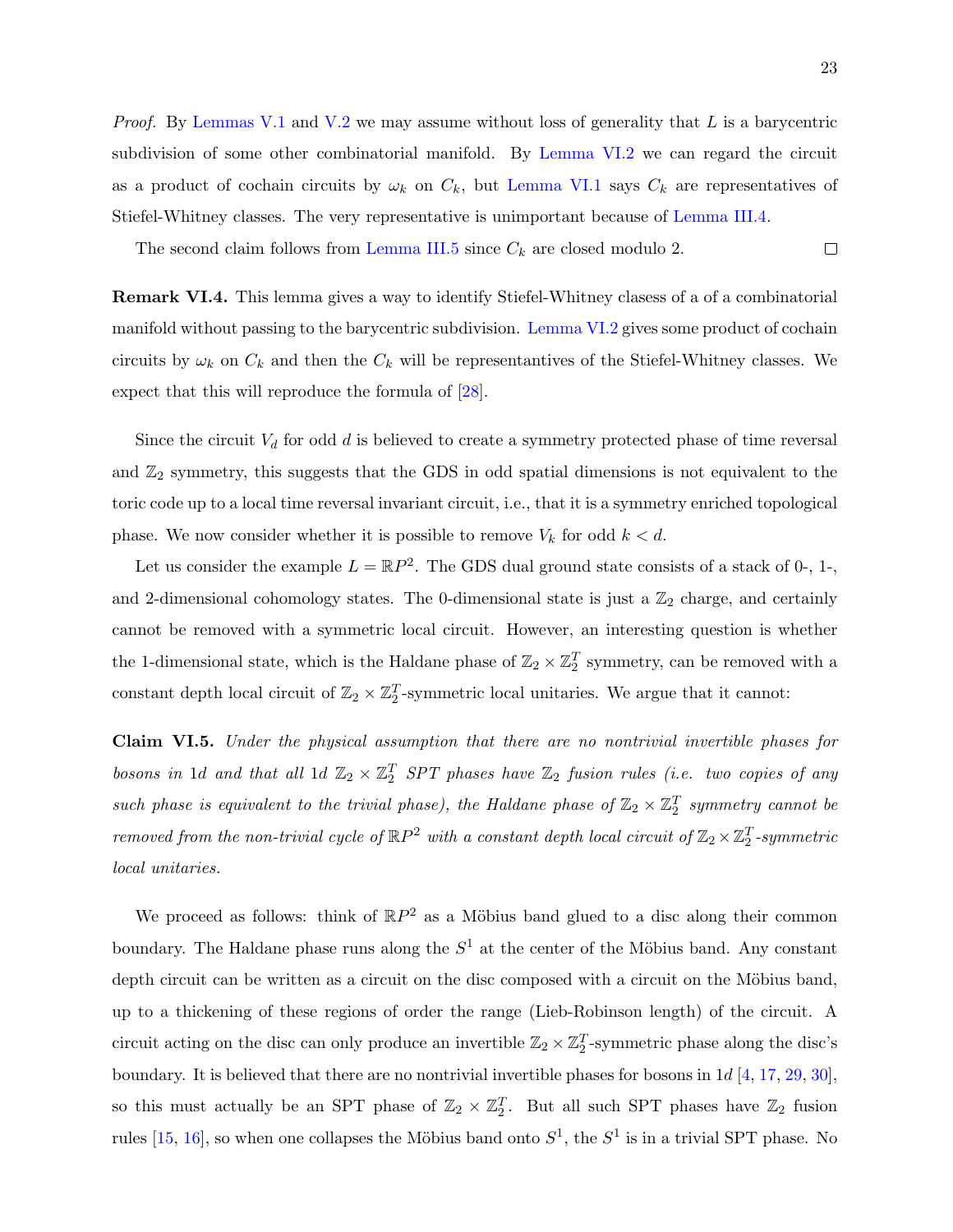*Proof.* By Lemmas V.1 and V.2 we may assume without loss of generality that $L$ is a barycentric subdivision of some other combinatorial manifold. By Lemma VI.2 we can regard the circuit as a product of cochain circuits by $\omega_k$ on $C_k$, but Lemma VI.1 says $C_k$ are representatives of Stiefel-Whitney classes. The very representative is unimportant because of Lemma III.4.

The second claim follows from Lemma III.5 since $C_k$ are closed modulo 2. □

**Remark VI.4.** This lemma gives a way to identify Stiefel-Whitney classess of a of a combinatorial manifold without passing to the barycentric subdivision. Lemma VI.2 gives some product of cochain circuits by $\omega_k$ on $C_k$ and then the $C_k$ will be representantives of the Stiefel-Whitney classes. We expect that this will reproduce the formula of [28].

Since the circuit $V_d$ for odd $d$ is believed to create a symmetry protected phase of time reversal and $\mathbb{Z}_2$ symmetry, this suggests that the GDS in odd spatial dimensions is not equivalent to the toric code up to a local time reversal invariant circuit, i.e., that it is a symmetry enriched topological phase. We now consider whether it is possible to remove $V_k$ for odd $k < d$.

Let us consider the example $L = \mathbb{R}P^2$. The GDS dual ground state consists of a stack of 0-, 1-, and 2-dimensional cohomology states. The 0-dimensional state is just a $\mathbb{Z}_2$ charge, and certainly cannot be removed with a symmetric local circuit. However, an interesting question is whether the 1-dimensional state, which is the Haldane phase of $\mathbb{Z}_2 \times \mathbb{Z}_2^T$ symmetry, can be removed with a constant depth local circuit of $\mathbb{Z}_2 \times \mathbb{Z}_2^T$-symmetric local unitaries. We argue that it cannot:

**Claim VI.5.** *Under the physical assumption that there are no nontrivial invertible phases for bosons in* 1*d and that all* 1*d* $\mathbb{Z}_2 \times \mathbb{Z}_2^T$ *SPT phases have* $\mathbb{Z}_2$ *fusion rules (i.e. two copies of any such phase is equivalent to the trivial phase), the Haldane phase of* $\mathbb{Z}_2 \times \mathbb{Z}_2^T$ *symmetry cannot be removed from the non-trivial cycle of* $\mathbb{R}P^2$ *with a constant depth local circuit of* $\mathbb{Z}_2 \times \mathbb{Z}_2^T$*-symmetric local unitaries.*

We proceed as follows: think of $\mathbb{R}P^2$ as a Möbius band glued to a disc along their common boundary. The Haldane phase runs along the $S^1$ at the center of the Möbius band. Any constant depth circuit can be written as a circuit on the disc composed with a circuit on the Möbius band, up to a thickening of these regions of order the range (Lieb-Robinson length) of the circuit. A circuit acting on the disc can only produce an invertible $\mathbb{Z}_2 \times \mathbb{Z}_2^T$-symmetric phase along the disc's boundary. It is believed that there are no nontrivial invertible phases for bosons in 1$d$ [4, 17, 29, 30], so this must actually be an SPT phase of $\mathbb{Z}_2 \times \mathbb{Z}_2^T$. But all such SPT phases have $\mathbb{Z}_2$ fusion rules [15, 16], so when one collapses the Möbius band onto $S^1$, the $S^1$ is in a trivial SPT phase. No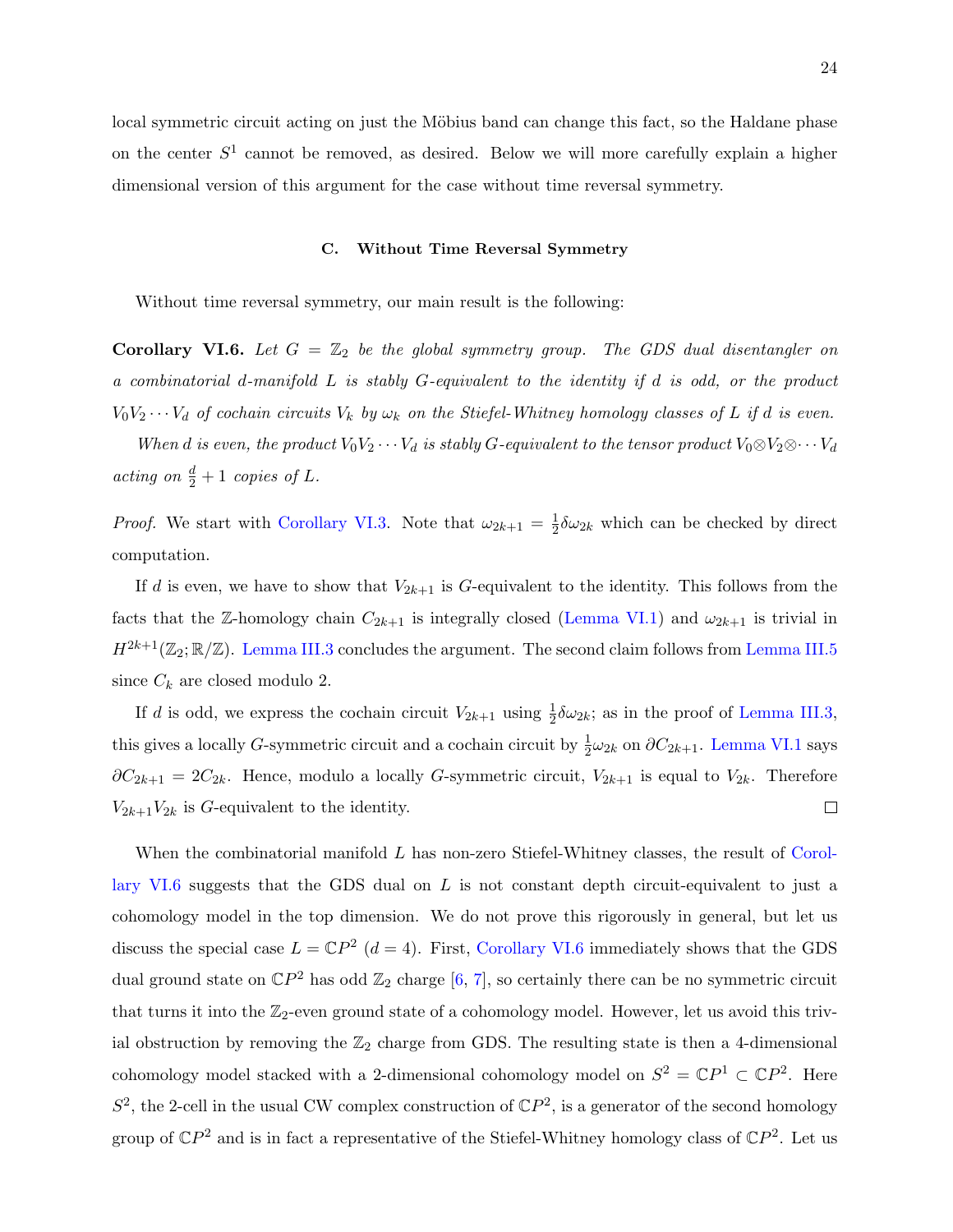local symmetric circuit acting on just the Möbius band can change this fact, so the Haldane phase on the center $S^1$ cannot be removed, as desired. Below we will more carefully explain a higher dimensional version of this argument for the case without time reversal symmetry.

### C. Without Time Reversal Symmetry

Without time reversal symmetry, our main result is the following:

**Corollary VI.6.** *Let $G = \mathbb{Z}_2$ be the global symmetry group. The GDS dual disentangler on a combinatorial $d$-manifold $L$ is stably $G$-equivalent to the identity if $d$ is odd, or the product $V_0 V_2 \cdots V_d$ of cochain circuits $V_k$ by $\omega_k$ on the Stiefel-Whitney homology classes of $L$ if $d$ is even.*

*When $d$ is even, the product $V_0 V_2 \cdots V_d$ is stably $G$-equivalent to the tensor product $V_0 \otimes V_2 \otimes \cdots V_d$ acting on $\frac{d}{2}+1$ copies of $L$.*

*Proof.* We start with Corollary VI.3. Note that $\omega_{2k+1} = \frac{1}{2}\delta\omega_{2k}$ which can be checked by direct computation.

If $d$ is even, we have to show that $V_{2k+1}$ is $G$-equivalent to the identity. This follows from the facts that the $\mathbb{Z}$-homology chain $C_{2k+1}$ is integrally closed (Lemma VI.1) and $\omega_{2k+1}$ is trivial in $H^{2k+1}(\mathbb{Z}_2; \mathbb{R}/\mathbb{Z})$. Lemma III.3 concludes the argument. The second claim follows from Lemma III.5 since $C_k$ are closed modulo 2.

If $d$ is odd, we express the cochain circuit $V_{2k+1}$ using $\frac{1}{2}\delta\omega_{2k}$; as in the proof of Lemma III.3, this gives a locally $G$-symmetric circuit and a cochain circuit by $\frac{1}{2}\omega_{2k}$ on $\partial C_{2k+1}$. Lemma VI.1 says $\partial C_{2k+1} = 2C_{2k}$. Hence, modulo a locally $G$-symmetric circuit, $V_{2k+1}$ is equal to $V_{2k}$. Therefore $V_{2k+1}V_{2k}$ is $G$-equivalent to the identity. □

When the combinatorial manifold $L$ has non-zero Stiefel-Whitney classes, the result of Corollary VI.6 suggests that the GDS dual on $L$ is not constant depth circuit-equivalent to just a cohomology model in the top dimension. We do not prove this rigorously in general, but let us discuss the special case $L = \mathbb{C}P^2$ ($d = 4$). First, Corollary VI.6 immediately shows that the GDS dual ground state on $\mathbb{C}P^2$ has odd $\mathbb{Z}_2$ charge [6, 7], so certainly there can be no symmetric circuit that turns it into the $\mathbb{Z}_2$-even ground state of a cohomology model. However, let us avoid this trivial obstruction by removing the $\mathbb{Z}_2$ charge from GDS. The resulting state is then a 4-dimensional cohomology model stacked with a 2-dimensional cohomology model on $S^2 = \mathbb{C}P^1 \subset \mathbb{C}P^2$. Here $S^2$, the 2-cell in the usual CW complex construction of $\mathbb{C}P^2$, is a generator of the second homology group of $\mathbb{C}P^2$ and is in fact a representative of the Stiefel-Whitney homology class of $\mathbb{C}P^2$. Let us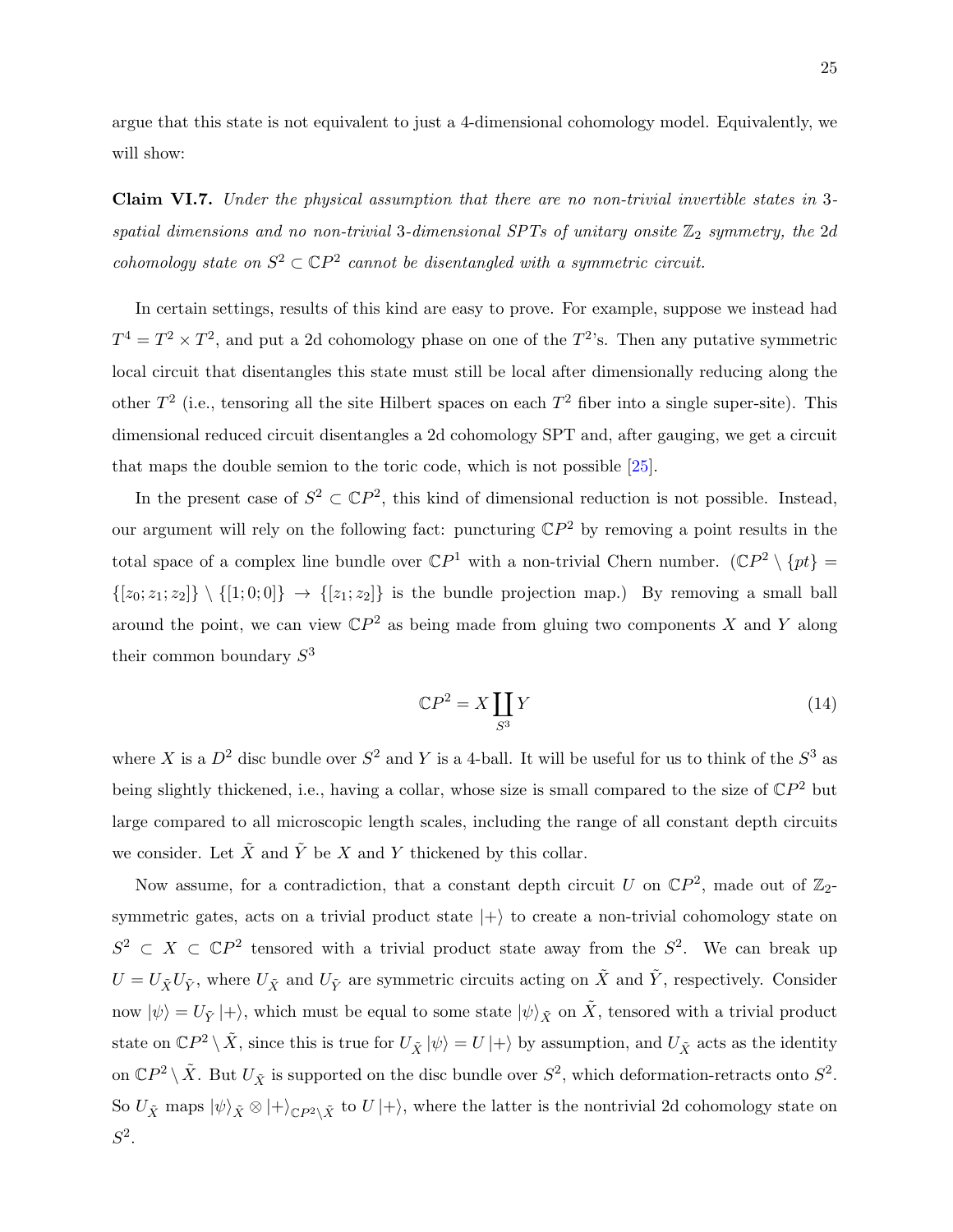argue that this state is not equivalent to just a 4-dimensional cohomology model. Equivalently, we will show:

**Claim VI.7.** *Under the physical assumption that there are no non-trivial invertible states in* 3*-spatial dimensions and no non-trivial* 3*-dimensional SPTs of unitary onsite* $\mathbb{Z}_2$ *symmetry, the* 2*d cohomology state on* $S^2 \subset \mathbb{C}P^2$ *cannot be disentangled with a symmetric circuit.*

In certain settings, results of this kind are easy to prove. For example, suppose we instead had $T^4 = T^2 \times T^2$, and put a 2d cohomology phase on one of the $T^2$'s. Then any putative symmetric local circuit that disentangles this state must still be local after dimensionally reducing along the other $T^2$ (i.e., tensoring all the site Hilbert spaces on each $T^2$ fiber into a single super-site). This dimensional reduced circuit disentangles a 2d cohomology SPT and, after gauging, we get a circuit that maps the double semion to the toric code, which is not possible [25].

In the present case of $S^2 \subset \mathbb{C}P^2$, this kind of dimensional reduction is not possible. Instead, our argument will rely on the following fact: puncturing $\mathbb{C}P^2$ by removing a point results in the total space of a complex line bundle over $\mathbb{C}P^1$ with a non-trivial Chern number. ($\mathbb{C}P^2 \setminus \{pt\} = \{[z_0; z_1; z_2]\} \setminus \{[1; 0; 0]\} \to \{[z_1; z_2]\}$ is the bundle projection map.) By removing a small ball around the point, we can view $\mathbb{C}P^2$ as being made from gluing two components $X$ and $Y$ along their common boundary $S^3$

$$\mathbb{C}P^2 = X \coprod_{S^3} Y \tag{14}$$

where $X$ is a $D^2$ disc bundle over $S^2$ and $Y$ is a 4-ball. It will be useful for us to think of the $S^3$ as being slightly thickened, i.e., having a collar, whose size is small compared to the size of $\mathbb{C}P^2$ but large compared to all microscopic length scales, including the range of all constant depth circuits we consider. Let $\tilde{X}$ and $\tilde{Y}$ be $X$ and $Y$ thickened by this collar.

Now assume, for a contradiction, that a constant depth circuit $U$ on $\mathbb{C}P^2$, made out of $\mathbb{Z}_2$-symmetric gates, acts on a trivial product state $|+\rangle$ to create a non-trivial cohomology state on $S^2 \subset X \subset \mathbb{C}P^2$ tensored with a trivial product state away from the $S^2$. We can break up $U = U_{\tilde{X}} U_{\tilde{Y}}$, where $U_{\tilde{X}}$ and $U_{\tilde{Y}}$ are symmetric circuits acting on $\tilde{X}$ and $\tilde{Y}$, respectively. Consider now $|\psi\rangle = U_{\tilde{Y}} |+\rangle$, which must be equal to some state $|\psi\rangle_{\tilde{X}}$ on $\tilde{X}$, tensored with a trivial product state on $\mathbb{C}P^2 \setminus \tilde{X}$, since this is true for $U_{\tilde{X}} |\psi\rangle = U |+\rangle$ by assumption, and $U_{\tilde{X}}$ acts as the identity on $\mathbb{C}P^2 \setminus \tilde{X}$. But $U_{\tilde{X}}$ is supported on the disc bundle over $S^2$, which deformation-retracts onto $S^2$. So $U_{\tilde{X}}$ maps $|\psi\rangle_{\tilde{X}} \otimes |+\rangle_{\mathbb{C}P^2 \setminus \tilde{X}}$ to $U |+\rangle$, where the latter is the nontrivial 2d cohomology state on $S^2$.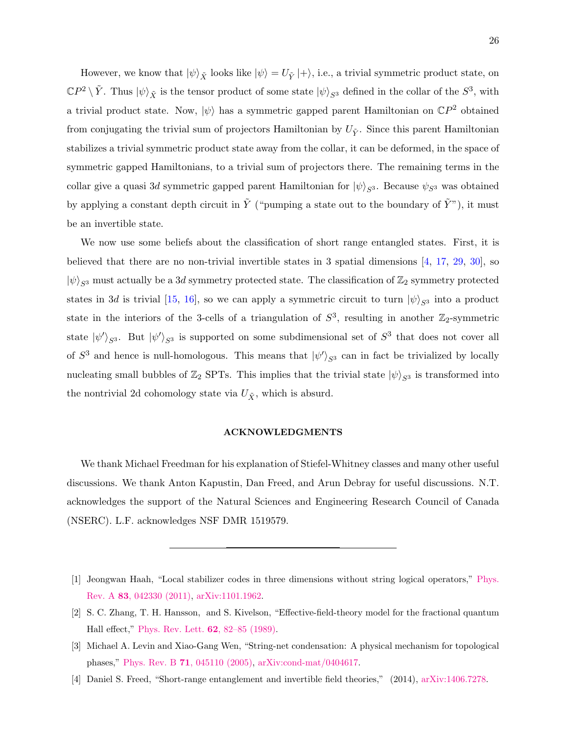However, we know that $|\psi\rangle_{\tilde{X}}$ looks like $|\psi\rangle = U_{\tilde{Y}} |+\rangle$, i.e., a trivial symmetric product state, on $\mathbb{C}P^2 \setminus \tilde{Y}$. Thus $|\psi\rangle_{\tilde{X}}$ is the tensor product of some state $|\psi\rangle_{S^3}$ defined in the collar of the $S^3$, with a trivial product state. Now, $|\psi\rangle$ has a symmetric gapped parent Hamiltonian on $\mathbb{C}P^2$ obtained from conjugating the trivial sum of projectors Hamiltonian by $U_{\tilde{Y}}$. Since this parent Hamiltonian stabilizes a trivial symmetric product state away from the collar, it can be deformed, in the space of symmetric gapped Hamiltonians, to a trivial sum of projectors there. The remaining terms in the collar give a quasi $3d$ symmetric gapped parent Hamiltonian for $|\psi\rangle_{S^3}$. Because $\psi_{S^3}$ was obtained by applying a constant depth circuit in $\tilde{Y}$ ("pumping a state out to the boundary of $\tilde{Y}$"), it must be an invertible state.

We now use some beliefs about the classification of short range entangled states. First, it is believed that there are no non-trivial invertible states in 3 spatial dimensions [4, 17, 29, 30], so $|\psi\rangle_{S^3}$ must actually be a $3d$ symmetry protected state. The classification of $\mathbb{Z}_2$ symmetry protected states in $3d$ is trivial [15, 16], so we can apply a symmetric circuit to turn $|\psi\rangle_{S^3}$ into a product state in the interiors of the 3-cells of a triangulation of $S^3$, resulting in another $\mathbb{Z}_2$-symmetric state $|\psi'\rangle_{S^3}$. But $|\psi'\rangle_{S^3}$ is supported on some subdimensional set of $S^3$ that does not cover all of $S^3$ and hence is null-homologous. This means that $|\psi'\rangle_{S^3}$ can in fact be trivialized by locally nucleating small bubbles of $\mathbb{Z}_2$ SPTs. This implies that the trivial state $|\psi\rangle_{S^3}$ is transformed into the nontrivial 2d cohomology state via $U_{\tilde{X}}$, which is absurd.

## ACKNOWLEDGMENTS

We thank Michael Freedman for his explanation of Stiefel-Whitney classes and many other useful discussions. We thank Anton Kapustin, Dan Freed, and Arun Debray for useful discussions. N.T. acknowledges the support of the Natural Sciences and Engineering Research Council of Canada (NSERC). L.F. acknowledges NSF DMR 1519579.

---

[1] Jeongwan Haah, "Local stabilizer codes in three dimensions without string logical operators," Phys. Rev. A **83**, 042330 (2011), arXiv:1101.1962.

[2] S. C. Zhang, T. H. Hansson, and S. Kivelson, "Effective-field-theory model for the fractional quantum Hall effect," Phys. Rev. Lett. **62**, 82–85 (1989).

[3] Michael A. Levin and Xiao-Gang Wen, "String-net condensation: A physical mechanism for topological phases," Phys. Rev. B **71**, 045110 (2005), arXiv:cond-mat/0404617.

[4] Daniel S. Freed, "Short-range entanglement and invertible field theories," (2014), arXiv:1406.7278.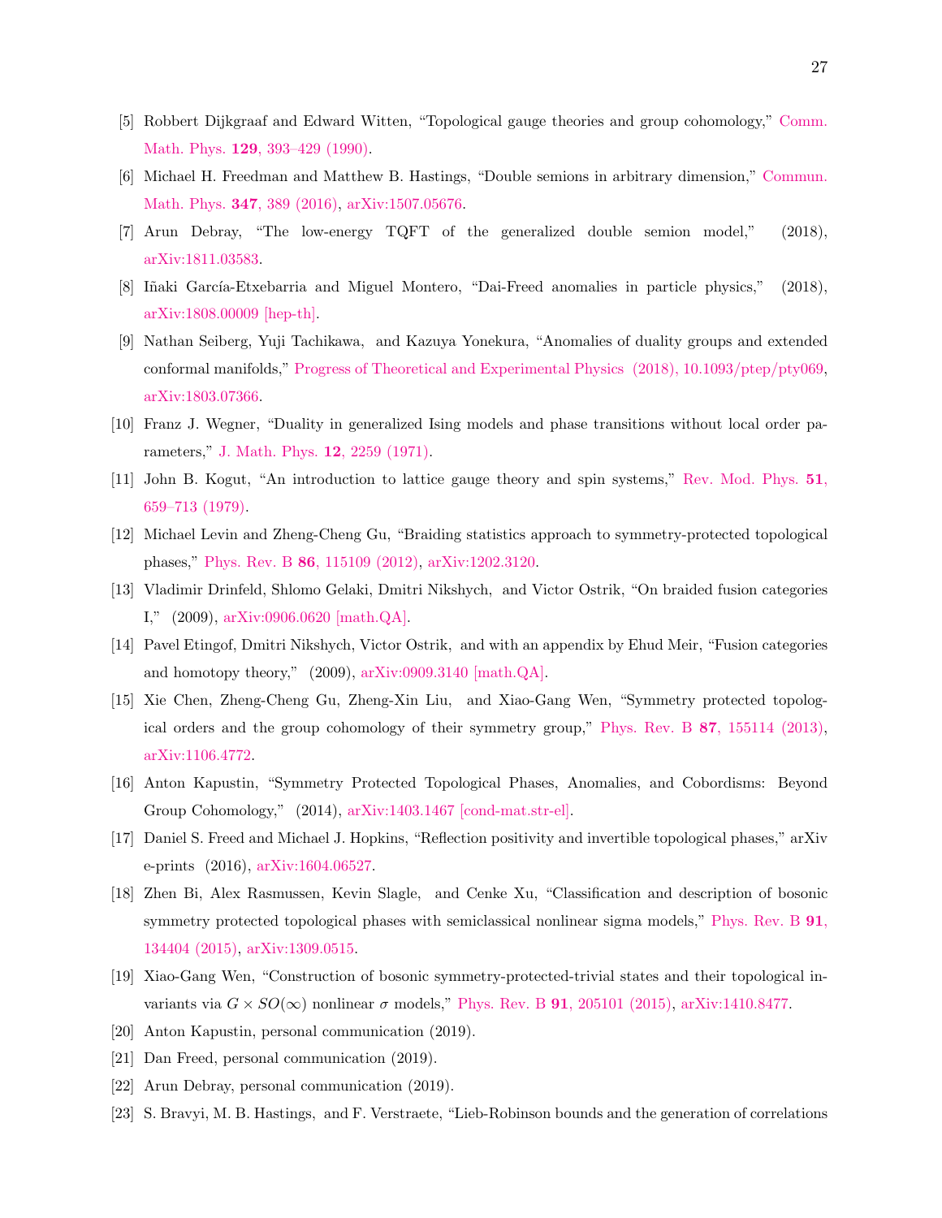[5] Robbert Dijkgraaf and Edward Witten, "Topological gauge theories and group cohomology," Comm. Math. Phys. **129**, 393–429 (1990).

[6] Michael H. Freedman and Matthew B. Hastings, "Double semions in arbitrary dimension," Commun. Math. Phys. **347**, 389 (2016), arXiv:1507.05676.

[7] Arun Debray, "The low-energy TQFT of the generalized double semion model," (2018), arXiv:1811.03583.

[8] Iñaki García-Etxebarria and Miguel Montero, "Dai-Freed anomalies in particle physics," (2018), arXiv:1808.00009 [hep-th].

[9] Nathan Seiberg, Yuji Tachikawa, and Kazuya Yonekura, "Anomalies of duality groups and extended conformal manifolds," Progress of Theoretical and Experimental Physics (2018), 10.1093/ptep/pty069, arXiv:1803.07366.

[10] Franz J. Wegner, "Duality in generalized Ising models and phase transitions without local order parameters," J. Math. Phys. **12**, 2259 (1971).

[11] John B. Kogut, "An introduction to lattice gauge theory and spin systems," Rev. Mod. Phys. **51**, 659–713 (1979).

[12] Michael Levin and Zheng-Cheng Gu, "Braiding statistics approach to symmetry-protected topological phases," Phys. Rev. B **86**, 115109 (2012), arXiv:1202.3120.

[13] Vladimir Drinfeld, Shlomo Gelaki, Dmitri Nikshych, and Victor Ostrik, "On braided fusion categories I," (2009), arXiv:0906.0620 [math.QA].

[14] Pavel Etingof, Dmitri Nikshych, Victor Ostrik, and with an appendix by Ehud Meir, "Fusion categories and homotopy theory," (2009), arXiv:0909.3140 [math.QA].

[15] Xie Chen, Zheng-Cheng Gu, Zheng-Xin Liu, and Xiao-Gang Wen, "Symmetry protected topological orders and the group cohomology of their symmetry group," Phys. Rev. B **87**, 155114 (2013), arXiv:1106.4772.

[16] Anton Kapustin, "Symmetry Protected Topological Phases, Anomalies, and Cobordisms: Beyond Group Cohomology," (2014), arXiv:1403.1467 [cond-mat.str-el].

[17] Daniel S. Freed and Michael J. Hopkins, "Reflection positivity and invertible topological phases," arXiv e-prints (2016), arXiv:1604.06527.

[18] Zhen Bi, Alex Rasmussen, Kevin Slagle, and Cenke Xu, "Classification and description of bosonic symmetry protected topological phases with semiclassical nonlinear sigma models," Phys. Rev. B **91**, 134404 (2015), arXiv:1309.0515.

[19] Xiao-Gang Wen, "Construction of bosonic symmetry-protected-trivial states and their topological invariants via $G \times SO(\infty)$ nonlinear $\sigma$ models," Phys. Rev. B **91**, 205101 (2015), arXiv:1410.8477.

[20] Anton Kapustin, personal communication (2019).

[21] Dan Freed, personal communication (2019).

[22] Arun Debray, personal communication (2019).

[23] S. Bravyi, M. B. Hastings, and F. Verstraete, "Lieb-Robinson bounds and the generation of correlations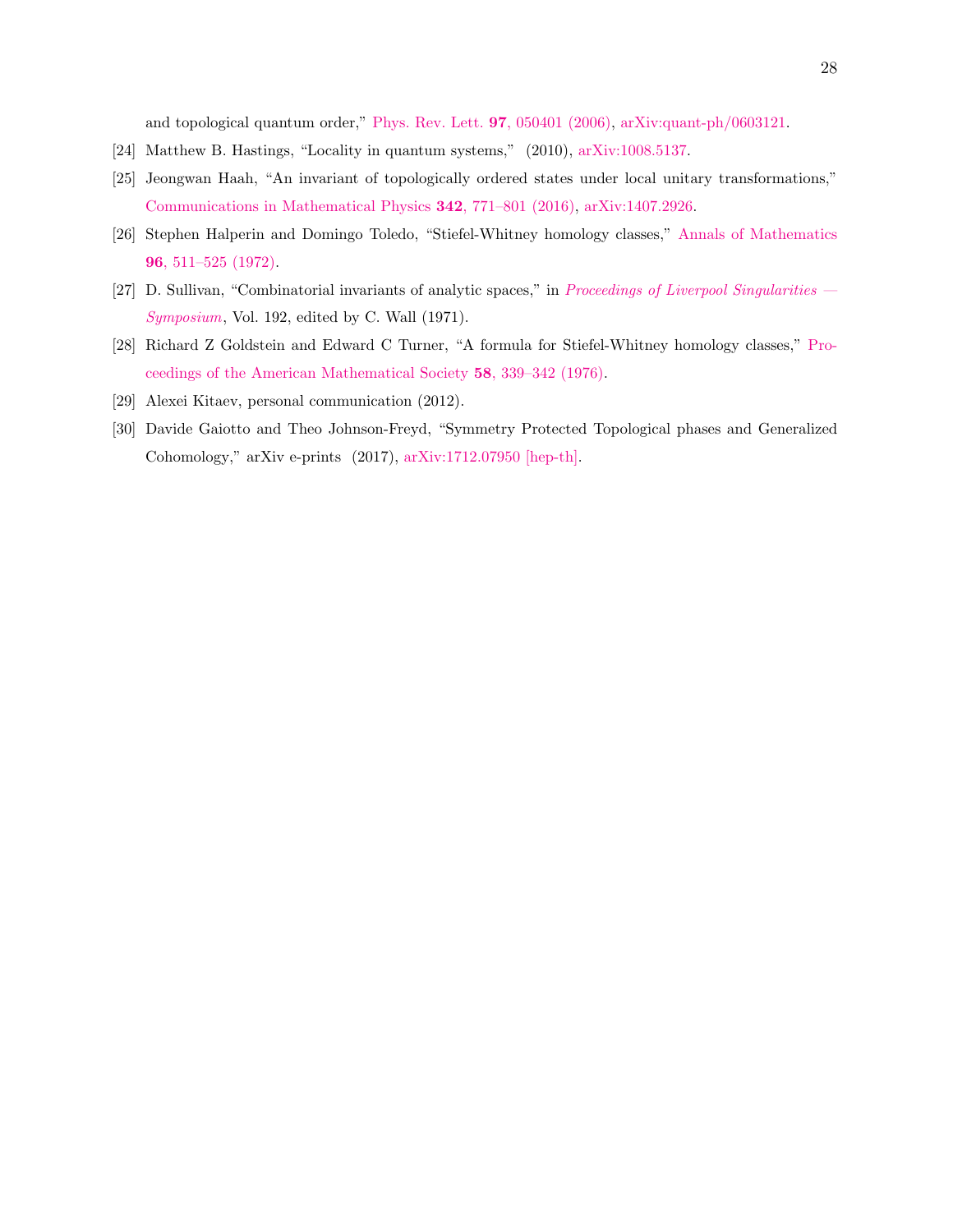and topological quantum order," Phys. Rev. Lett. **97**, 050401 (2006), arXiv:quant-ph/0603121.

[24] Matthew B. Hastings, "Locality in quantum systems," (2010), arXiv:1008.5137.

[25] Jeongwan Haah, "An invariant of topologically ordered states under local unitary transformations," Communications in Mathematical Physics **342**, 771–801 (2016), arXiv:1407.2926.

[26] Stephen Halperin and Domingo Toledo, "Stiefel-Whitney homology classes," Annals of Mathematics **96**, 511–525 (1972).

[27] D. Sullivan, "Combinatorial invariants of analytic spaces," in *Proceedings of Liverpool Singularities — Symposium*, Vol. 192, edited by C. Wall (1971).

[28] Richard Z Goldstein and Edward C Turner, "A formula for Stiefel-Whitney homology classes," Proceedings of the American Mathematical Society **58**, 339–342 (1976).

[29] Alexei Kitaev, personal communication (2012).

[30] Davide Gaiotto and Theo Johnson-Freyd, "Symmetry Protected Topological phases and Generalized Cohomology," arXiv e-prints (2017), arXiv:1712.07950 [hep-th].